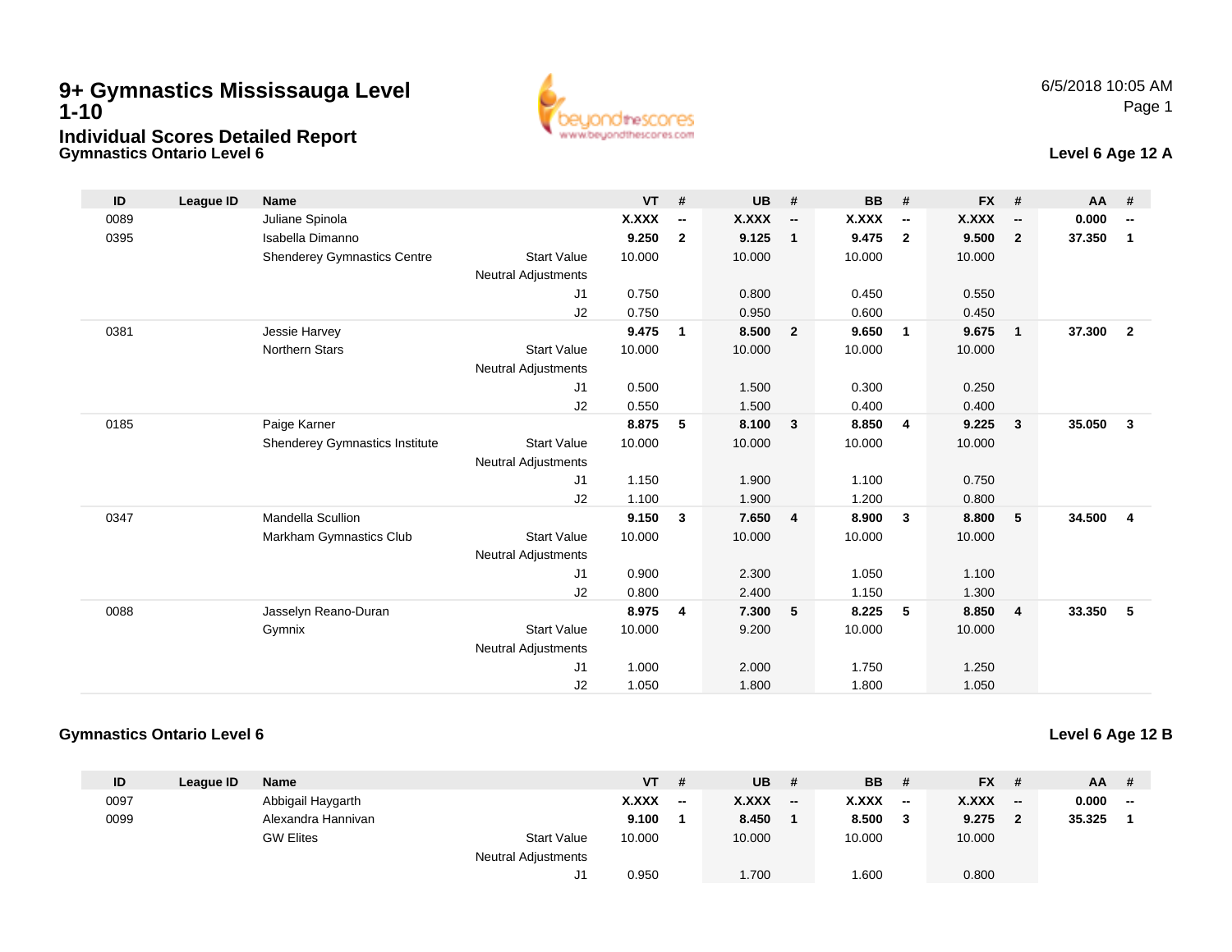# 9+ Gymnastics Mississauga Level 1-10

## Individual Scores Detailed Report

### Gymnastics Ontario Level 6

6/5/2018 10:05 AM

**Level 6 Age 12 A**

| ID | League ID | Name | | VT | # | UB | # | BB | # | FX | # | AA | # |
|---|---|---|---|---|---|---|---|---|---|---|---|---|---|
| 0089 | | Juliane Spinola | | **X.XXX** | **--** | **X.XXX** | **--** | **X.XXX** | **--** | **X.XXX** | **--** | **0.000** | **--** |
| 0395 | | Isabella Dimanno | | **9.250** | **2** | **9.125** | **1** | **9.475** | **2** | **9.500** | **2** | **37.350** | **1** |
| | | Shenderey Gymnastics Centre | Start Value | 10.000 | | 10.000 | | 10.000 | | 10.000 | | | |
| | | | Neutral Adjustments | | | | | | | | | | |
| | | | J1 | 0.750 | | 0.800 | | 0.450 | | 0.550 | | | |
| | | | J2 | 0.750 | | 0.950 | | 0.600 | | 0.450 | | | |
| 0381 | | Jessie Harvey | | **9.475** | **1** | **8.500** | **2** | **9.650** | **1** | **9.675** | **1** | **37.300** | **2** |
| | | Northern Stars | Start Value | 10.000 | | 10.000 | | 10.000 | | 10.000 | | | |
| | | | Neutral Adjustments | | | | | | | | | | |
| | | | J1 | 0.500 | | 1.500 | | 0.300 | | 0.250 | | | |
| | | | J2 | 0.550 | | 1.500 | | 0.400 | | 0.400 | | | |
| 0185 | | Paige Karner | | **8.875** | **5** | **8.100** | **3** | **8.850** | **4** | **9.225** | **3** | **35.050** | **3** |
| | | Shenderey Gymnastics Institute | Start Value | 10.000 | | 10.000 | | 10.000 | | 10.000 | | | |
| | | | Neutral Adjustments | | | | | | | | | | |
| | | | J1 | 1.150 | | 1.900 | | 1.100 | | 0.750 | | | |
| | | | J2 | 1.100 | | 1.900 | | 1.200 | | 0.800 | | | |
| 0347 | | Mandella Scullion | | **9.150** | **3** | **7.650** | **4** | **8.900** | **3** | **8.800** | **5** | **34.500** | **4** |
| | | Markham Gymnastics Club | Start Value | 10.000 | | 10.000 | | 10.000 | | 10.000 | | | |
| | | | Neutral Adjustments | | | | | | | | | | |
| | | | J1 | 0.900 | | 2.300 | | 1.050 | | 1.100 | | | |
| | | | J2 | 0.800 | | 2.400 | | 1.150 | | 1.300 | | | |
| 0088 | | Jasselyn Reano-Duran | | **8.975** | **4** | **7.300** | **5** | **8.225** | **5** | **8.850** | **4** | **33.350** | **5** |
| | | Gymnix | Start Value | 10.000 | | 9.200 | | 10.000 | | 10.000 | | | |
| | | | Neutral Adjustments | | | | | | | | | | |
| | | | J1 | 1.000 | | 2.000 | | 1.750 | | 1.250 | | | |
| | | | J2 | 1.050 | | 1.800 | | 1.800 | | 1.050 | | | |

### Gymnastics Ontario Level 6

**Level 6 Age 12 B**

| ID | League ID | Name | | VT | # | UB | # | BB | # | FX | # | AA | # |
|---|---|---|---|---|---|---|---|---|---|---|---|---|---|
| 0097 | | Abbigail Haygarth | | **X.XXX** | **--** | **X.XXX** | **--** | **X.XXX** | **--** | **X.XXX** | **--** | **0.000** | **--** |
| 0099 | | Alexandra Hannivan | | **9.100** | **1** | **8.450** | **1** | **8.500** | **3** | **9.275** | **2** | **35.325** | **1** |
| | | GW Elites | Start Value | 10.000 | | 10.000 | | 10.000 | | 10.000 | | | |
| | | | Neutral Adjustments | | | | | | | | | | |
| | | | J1 | 0.950 | | 1.700 | | 1.600 | | 0.800 | | | |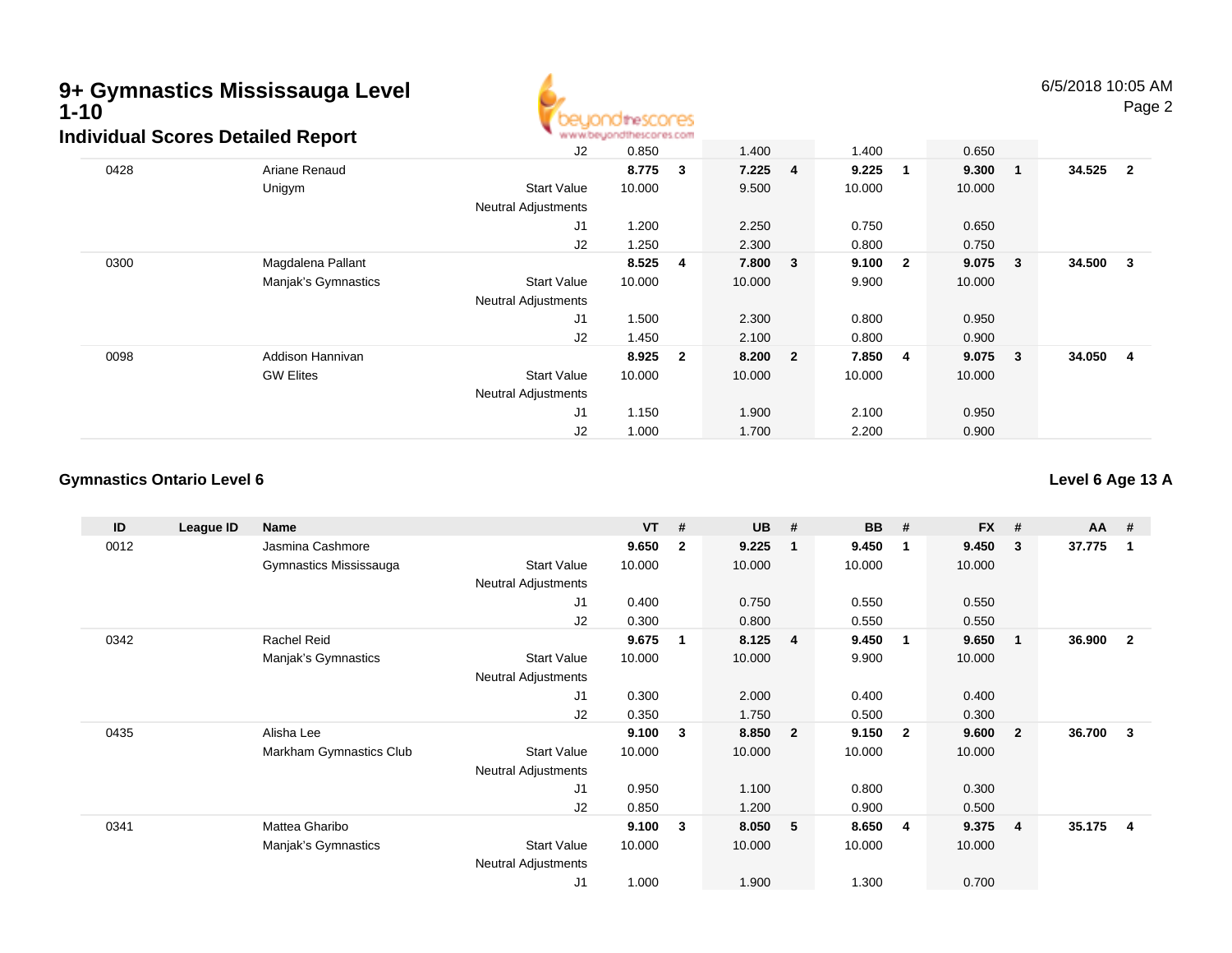# 9+ Gymnastics Mississauga Level 1-10

## Individual Scores Detailed Report

6/5/2018 10:05 AM

| ID | League ID | Name | | VT | # | UB | # | BB | # | FX | # | AA | # |
|---|---|---|---|---|---|---|---|---|---|---|---|---|---|
| | | | J2 | 0.850 | | 1.400 | | 1.400 | | 0.650 | | | |
| 0428 | | Ariane Renaud | | **8.775** | **3** | **7.225** | **4** | **9.225** | **1** | **9.300** | **1** | **34.525** | **2** |
| | | Unigym | Start Value | 10.000 | | 9.500 | | 10.000 | | 10.000 | | | |
| | | | Neutral Adjustments | | | | | | | | | | |
| | | | J1 | 1.200 | | 2.250 | | 0.750 | | 0.650 | | | |
| | | | J2 | 1.250 | | 2.300 | | 0.800 | | 0.750 | | | |
| 0300 | | Magdalena Pallant | | **8.525** | **4** | **7.800** | **3** | **9.100** | **2** | **9.075** | **3** | **34.500** | **3** |
| | | Manjak's Gymnastics | Start Value | 10.000 | | 10.000 | | 9.900 | | 10.000 | | | |
| | | | Neutral Adjustments | | | | | | | | | | |
| | | | J1 | 1.500 | | 2.300 | | 0.800 | | 0.950 | | | |
| | | | J2 | 1.450 | | 2.100 | | 0.800 | | 0.900 | | | |
| 0098 | | Addison Hannivan | | **8.925** | **2** | **8.200** | **2** | **7.850** | **4** | **9.075** | **3** | **34.050** | **4** |
| | | GW Elites | Start Value | 10.000 | | 10.000 | | 10.000 | | 10.000 | | | |
| | | | Neutral Adjustments | | | | | | | | | | |
| | | | J1 | 1.150 | | 1.900 | | 2.100 | | 0.950 | | | |
| | | | J2 | 1.000 | | 1.700 | | 2.200 | | 0.900 | | | |

### Gymnastics Ontario Level 6

**Level 6 Age 13 A**

| ID | League ID | Name | | VT | # | UB | # | BB | # | FX | # | AA | # |
|---|---|---|---|---|---|---|---|---|---|---|---|---|---|
| 0012 | | Jasmina Cashmore | | **9.650** | **2** | **9.225** | **1** | **9.450** | **1** | **9.450** | **3** | **37.775** | **1** |
| | | Gymnastics Mississauga | Start Value | 10.000 | | 10.000 | | 10.000 | | 10.000 | | | |
| | | | Neutral Adjustments | | | | | | | | | | |
| | | | J1 | 0.400 | | 0.750 | | 0.550 | | 0.550 | | | |
| | | | J2 | 0.300 | | 0.800 | | 0.550 | | 0.550 | | | |
| 0342 | | Rachel Reid | | **9.675** | **1** | **8.125** | **4** | **9.450** | **1** | **9.650** | **1** | **36.900** | **2** |
| | | Manjak's Gymnastics | Start Value | 10.000 | | 10.000 | | 9.900 | | 10.000 | | | |
| | | | Neutral Adjustments | | | | | | | | | | |
| | | | J1 | 0.300 | | 2.000 | | 0.400 | | 0.400 | | | |
| | | | J2 | 0.350 | | 1.750 | | 0.500 | | 0.300 | | | |
| 0435 | | Alisha Lee | | **9.100** | **3** | **8.850** | **2** | **9.150** | **2** | **9.600** | **2** | **36.700** | **3** |
| | | Markham Gymnastics Club | Start Value | 10.000 | | 10.000 | | 10.000 | | 10.000 | | | |
| | | | Neutral Adjustments | | | | | | | | | | |
| | | | J1 | 0.950 | | 1.100 | | 0.800 | | 0.300 | | | |
| | | | J2 | 0.850 | | 1.200 | | 0.900 | | 0.500 | | | |
| 0341 | | Mattea Gharibo | | **9.100** | **3** | **8.050** | **5** | **8.650** | **4** | **9.375** | **4** | **35.175** | **4** |
| | | Manjak's Gymnastics | Start Value | 10.000 | | 10.000 | | 10.000 | | 10.000 | | | |
| | | | Neutral Adjustments | | | | | | | | | | |
| | | | J1 | 1.000 | | 1.900 | | 1.300 | | 0.700 | | | |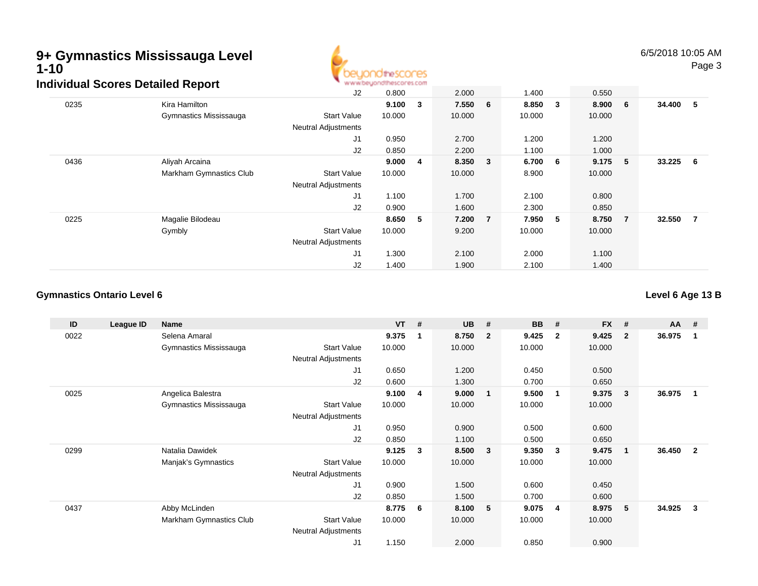# 9+ Gymnastics Mississauga Level 1-10

## Individual Scores Detailed Report

| ID | League ID | Name | | VT | # | UB | # | BB | # | FX | # | AA | # |
|---|---|---|---|---|---|---|---|---|---|---|---|---|---|
| | | | J2 | 0.800 | | 2.000 | | 1.400 | | 0.550 | | | |
| 0235 | | Kira Hamilton | | **9.100** | **3** | **7.550** | **6** | **8.850** | **3** | **8.900** | **6** | **34.400** | **5** |
| | | Gymnastics Mississauga | Start Value | 10.000 | | 10.000 | | 10.000 | | 10.000 | | | |
| | | | Neutral Adjustments | | | | | | | | | | |
| | | | J1 | 0.950 | | 2.700 | | 1.200 | | 1.200 | | | |
| | | | J2 | 0.850 | | 2.200 | | 1.100 | | 1.000 | | | |
| 0436 | | Aliyah Arcaina | | **9.000** | **4** | **8.350** | **3** | **6.700** | **6** | **9.175** | **5** | **33.225** | **6** |
| | | Markham Gymnastics Club | Start Value | 10.000 | | 10.000 | | 8.900 | | 10.000 | | | |
| | | | Neutral Adjustments | | | | | | | | | | |
| | | | J1 | 1.100 | | 1.700 | | 2.100 | | 0.800 | | | |
| | | | J2 | 0.900 | | 1.600 | | 2.300 | | 0.850 | | | |
| 0225 | | Magalie Bilodeau | | **8.650** | **5** | **7.200** | **7** | **7.950** | **5** | **8.750** | **7** | **32.550** | **7** |
| | | Gymbly | Start Value | 10.000 | | 9.200 | | 10.000 | | 10.000 | | | |
| | | | Neutral Adjustments | | | | | | | | | | |
| | | | J1 | 1.300 | | 2.100 | | 2.000 | | 1.100 | | | |
| | | | J2 | 1.400 | | 1.900 | | 2.100 | | 1.400 | | | |

### Gymnastics Ontario Level 6

### Level 6 Age 13 B

| ID | League ID | Name | | VT | # | UB | # | BB | # | FX | # | AA | # |
|---|---|---|---|---|---|---|---|---|---|---|---|---|---|
| 0022 | | Selena Amaral | | **9.375** | **1** | **8.750** | **2** | **9.425** | **2** | **9.425** | **2** | **36.975** | **1** |
| | | Gymnastics Mississauga | Start Value | 10.000 | | 10.000 | | 10.000 | | 10.000 | | | |
| | | | Neutral Adjustments | | | | | | | | | | |
| | | | J1 | 0.650 | | 1.200 | | 0.450 | | 0.500 | | | |
| | | | J2 | 0.600 | | 1.300 | | 0.700 | | 0.650 | | | |
| 0025 | | Angelica Balestra | | **9.100** | **4** | **9.000** | **1** | **9.500** | **1** | **9.375** | **3** | **36.975** | **1** |
| | | Gymnastics Mississauga | Start Value | 10.000 | | 10.000 | | 10.000 | | 10.000 | | | |
| | | | Neutral Adjustments | | | | | | | | | | |
| | | | J1 | 0.950 | | 0.900 | | 0.500 | | 0.600 | | | |
| | | | J2 | 0.850 | | 1.100 | | 0.500 | | 0.650 | | | |
| 0299 | | Natalia Dawidek | | **9.125** | **3** | **8.500** | **3** | **9.350** | **3** | **9.475** | **1** | **36.450** | **2** |
| | | Manjak's Gymnastics | Start Value | 10.000 | | 10.000 | | 10.000 | | 10.000 | | | |
| | | | Neutral Adjustments | | | | | | | | | | |
| | | | J1 | 0.900 | | 1.500 | | 0.600 | | 0.450 | | | |
| | | | J2 | 0.850 | | 1.500 | | 0.700 | | 0.600 | | | |
| 0437 | | Abby McLinden | | **8.775** | **6** | **8.100** | **5** | **9.075** | **4** | **8.975** | **5** | **34.925** | **3** |
| | | Markham Gymnastics Club | Start Value | 10.000 | | 10.000 | | 10.000 | | 10.000 | | | |
| | | | Neutral Adjustments | | | | | | | | | | |
| | | | J1 | 1.150 | | 2.000 | | 0.850 | | 0.900 | | | |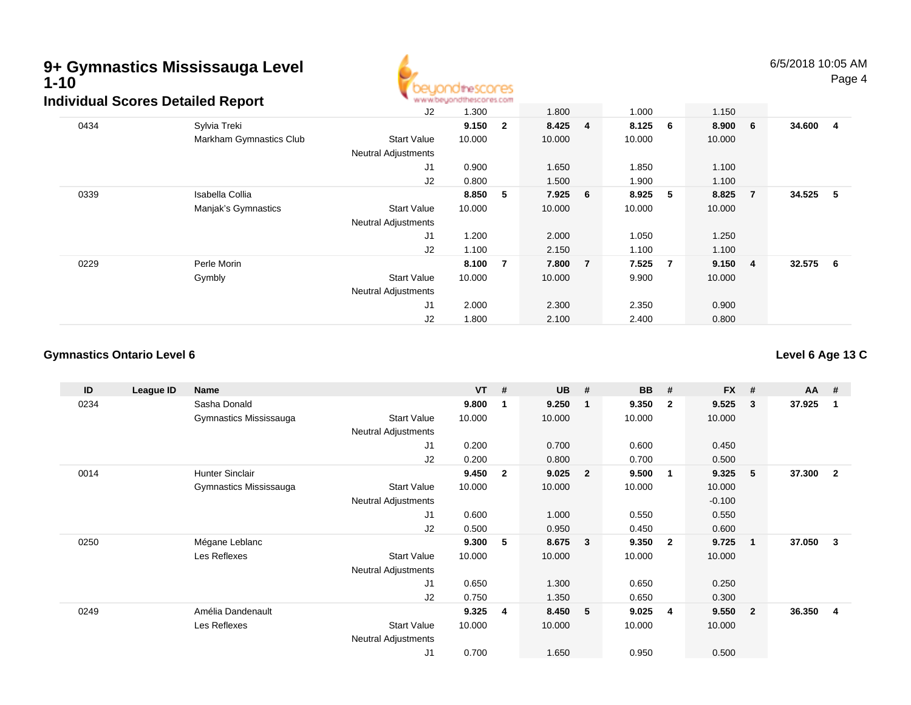# 9+ Gymnastics Mississauga Level 1-10

## Individual Scores Detailed Report

| ID | League ID | Name | | VT | # | UB | # | BB | # | FX | # | AA | # |
|---|---|---|---|---|---|---|---|---|---|---|---|---|---|
| | | | J2 | 1.300 | | 1.800 | | 1.000 | | 1.150 | | | |
| 0434 | | Sylvia Treki | | **9.150** | **2** | **8.425** | **4** | **8.125** | **6** | **8.900** | **6** | **34.600** | **4** |
| | | Markham Gymnastics Club | Start Value | 10.000 | | 10.000 | | 10.000 | | 10.000 | | | |
| | | | Neutral Adjustments | | | | | | | | | | |
| | | | J1 | 0.900 | | 1.650 | | 1.850 | | 1.100 | | | |
| | | | J2 | 0.800 | | 1.500 | | 1.900 | | 1.100 | | | |
| 0339 | | Isabella Collia | | **8.850** | **5** | **7.925** | **6** | **8.925** | **5** | **8.825** | **7** | **34.525** | **5** |
| | | Manjak's Gymnastics | Start Value | 10.000 | | 10.000 | | 10.000 | | 10.000 | | | |
| | | | Neutral Adjustments | | | | | | | | | | |
| | | | J1 | 1.200 | | 2.000 | | 1.050 | | 1.250 | | | |
| | | | J2 | 1.100 | | 2.150 | | 1.100 | | 1.100 | | | |
| 0229 | | Perle Morin | | **8.100** | **7** | **7.800** | **7** | **7.525** | **7** | **9.150** | **4** | **32.575** | **6** |
| | | Gymbly | Start Value | 10.000 | | 10.000 | | 9.900 | | 10.000 | | | |
| | | | Neutral Adjustments | | | | | | | | | | |
| | | | J1 | 2.000 | | 2.300 | | 2.350 | | 0.900 | | | |
| | | | J2 | 1.800 | | 2.100 | | 2.400 | | 0.800 | | | |

### Gymnastics Ontario Level 6

**Level 6 Age 13 C**

| ID | League ID | Name | | VT | # | UB | # | BB | # | FX | # | AA | # |
|---|---|---|---|---|---|---|---|---|---|---|---|---|---|
| 0234 | | Sasha Donald | | **9.800** | **1** | **9.250** | **1** | **9.350** | **2** | **9.525** | **3** | **37.925** | **1** |
| | | Gymnastics Mississauga | Start Value | 10.000 | | 10.000 | | 10.000 | | 10.000 | | | |
| | | | Neutral Adjustments | | | | | | | | | | |
| | | | J1 | 0.200 | | 0.700 | | 0.600 | | 0.450 | | | |
| | | | J2 | 0.200 | | 0.800 | | 0.700 | | 0.500 | | | |
| 0014 | | Hunter Sinclair | | **9.450** | **2** | **9.025** | **2** | **9.500** | **1** | **9.325** | **5** | **37.300** | **2** |
| | | Gymnastics Mississauga | Start Value | 10.000 | | 10.000 | | 10.000 | | 10.000 | | | |
| | | | Neutral Adjustments | | | | | | | -0.100 | | | |
| | | | J1 | 0.600 | | 1.000 | | 0.550 | | 0.550 | | | |
| | | | J2 | 0.500 | | 0.950 | | 0.450 | | 0.600 | | | |
| 0250 | | Mégane Leblanc | | **9.300** | **5** | **8.675** | **3** | **9.350** | **2** | **9.725** | **1** | **37.050** | **3** |
| | | Les Reflexes | Start Value | 10.000 | | 10.000 | | 10.000 | | 10.000 | | | |
| | | | Neutral Adjustments | | | | | | | | | | |
| | | | J1 | 0.650 | | 1.300 | | 0.650 | | 0.250 | | | |
| | | | J2 | 0.750 | | 1.350 | | 0.650 | | 0.300 | | | |
| 0249 | | Amélia Dandenault | | **9.325** | **4** | **8.450** | **5** | **9.025** | **4** | **9.550** | **2** | **36.350** | **4** |
| | | Les Reflexes | Start Value | 10.000 | | 10.000 | | 10.000 | | 10.000 | | | |
| | | | Neutral Adjustments | | | | | | | | | | |
| | | | J1 | 0.700 | | 1.650 | | 0.950 | | 0.500 | | | |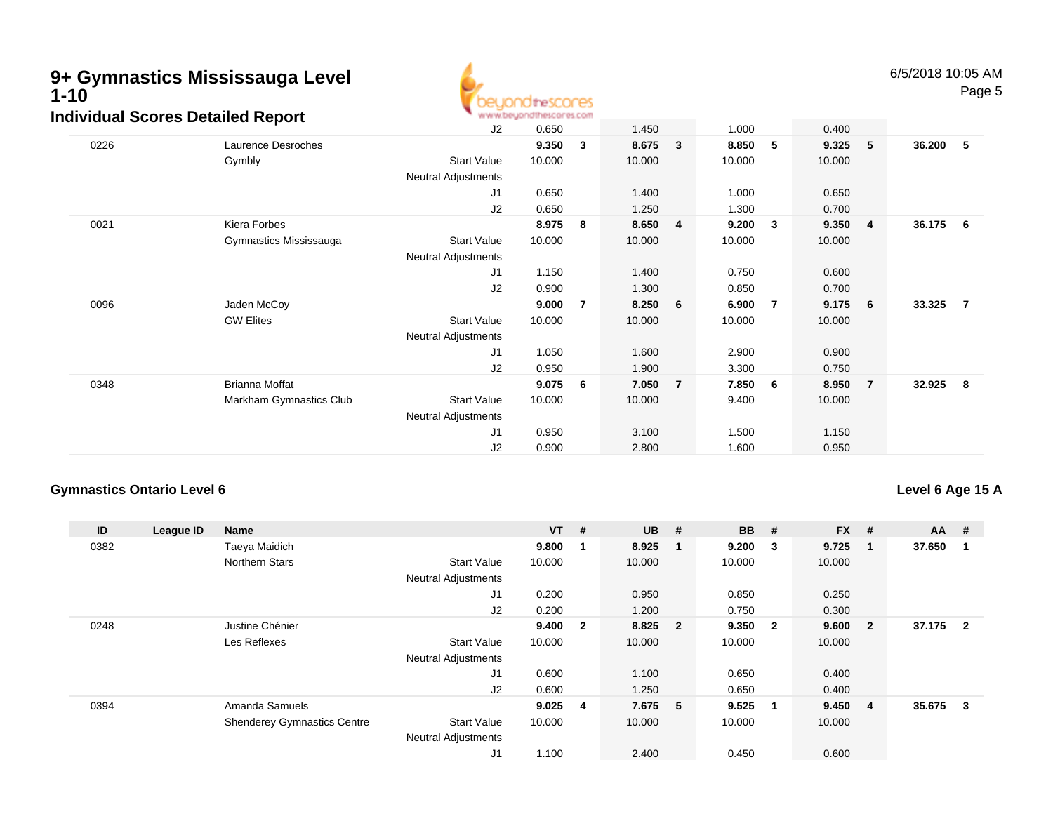# 9+ Gymnastics Mississauga Level 1-10

## Individual Scores Detailed Report

6/5/2018 10:05 AM

| ID | League ID | Name | | VT | # | UB | # | BB | # | FX | # | AA | # |
|---|---|---|---|---|---|---|---|---|---|---|---|---|---|
| | | | J2 | 0.650 | | 1.450 | | 1.000 | | 0.400 | | | |
| 0226 | | Laurence Desroches | | **9.350** | **3** | **8.675** | **3** | **8.850** | **5** | **9.325** | **5** | **36.200** | **5** |
| | | Gymbly | Start Value | 10.000 | | 10.000 | | 10.000 | | 10.000 | | | |
| | | | Neutral Adjustments | | | | | | | | | | |
| | | | J1 | 0.650 | | 1.400 | | 1.000 | | 0.650 | | | |
| | | | J2 | 0.650 | | 1.250 | | 1.300 | | 0.700 | | | |
| 0021 | | Kiera Forbes | | **8.975** | **8** | **8.650** | **4** | **9.200** | **3** | **9.350** | **4** | **36.175** | **6** |
| | | Gymnastics Mississauga | Start Value | 10.000 | | 10.000 | | 10.000 | | 10.000 | | | |
| | | | Neutral Adjustments | | | | | | | | | | |
| | | | J1 | 1.150 | | 1.400 | | 0.750 | | 0.600 | | | |
| | | | J2 | 0.900 | | 1.300 | | 0.850 | | 0.700 | | | |
| 0096 | | Jaden McCoy | | **9.000** | **7** | **8.250** | **6** | **6.900** | **7** | **9.175** | **6** | **33.325** | **7** |
| | | GW Elites | Start Value | 10.000 | | 10.000 | | 10.000 | | 10.000 | | | |
| | | | Neutral Adjustments | | | | | | | | | | |
| | | | J1 | 1.050 | | 1.600 | | 2.900 | | 0.900 | | | |
| | | | J2 | 0.950 | | 1.900 | | 3.300 | | 0.750 | | | |
| 0348 | | Brianna Moffat | | **9.075** | **6** | **7.050** | **7** | **7.850** | **6** | **8.950** | **7** | **32.925** | **8** |
| | | Markham Gymnastics Club | Start Value | 10.000 | | 10.000 | | 9.400 | | 10.000 | | | |
| | | | Neutral Adjustments | | | | | | | | | | |
| | | | J1 | 0.950 | | 3.100 | | 1.500 | | 1.150 | | | |
| | | | J2 | 0.900 | | 2.800 | | 1.600 | | 0.950 | | | |

### Gymnastics Ontario Level 6

**Level 6 Age 15 A**

| ID | League ID | Name | | VT | # | UB | # | BB | # | FX | # | AA | # |
|---|---|---|---|---|---|---|---|---|---|---|---|---|---|
| 0382 | | Taeya Maidich | | **9.800** | **1** | **8.925** | **1** | **9.200** | **3** | **9.725** | **1** | **37.650** | **1** |
| | | Northern Stars | Start Value | 10.000 | | 10.000 | | 10.000 | | 10.000 | | | |
| | | | Neutral Adjustments | | | | | | | | | | |
| | | | J1 | 0.200 | | 0.950 | | 0.850 | | 0.250 | | | |
| | | | J2 | 0.200 | | 1.200 | | 0.750 | | 0.300 | | | |
| 0248 | | Justine Chénier | | **9.400** | **2** | **8.825** | **2** | **9.350** | **2** | **9.600** | **2** | **37.175** | **2** |
| | | Les Reflexes | Start Value | 10.000 | | 10.000 | | 10.000 | | 10.000 | | | |
| | | | Neutral Adjustments | | | | | | | | | | |
| | | | J1 | 0.600 | | 1.100 | | 0.650 | | 0.400 | | | |
| | | | J2 | 0.600 | | 1.250 | | 0.650 | | 0.400 | | | |
| 0394 | | Amanda Samuels | | **9.025** | **4** | **7.675** | **5** | **9.525** | **1** | **9.450** | **4** | **35.675** | **3** |
| | | Shenderey Gymnastics Centre | Start Value | 10.000 | | 10.000 | | 10.000 | | 10.000 | | | |
| | | | Neutral Adjustments | | | | | | | | | | |
| | | | J1 | 1.100 | | 2.400 | | 0.450 | | 0.600 | | | |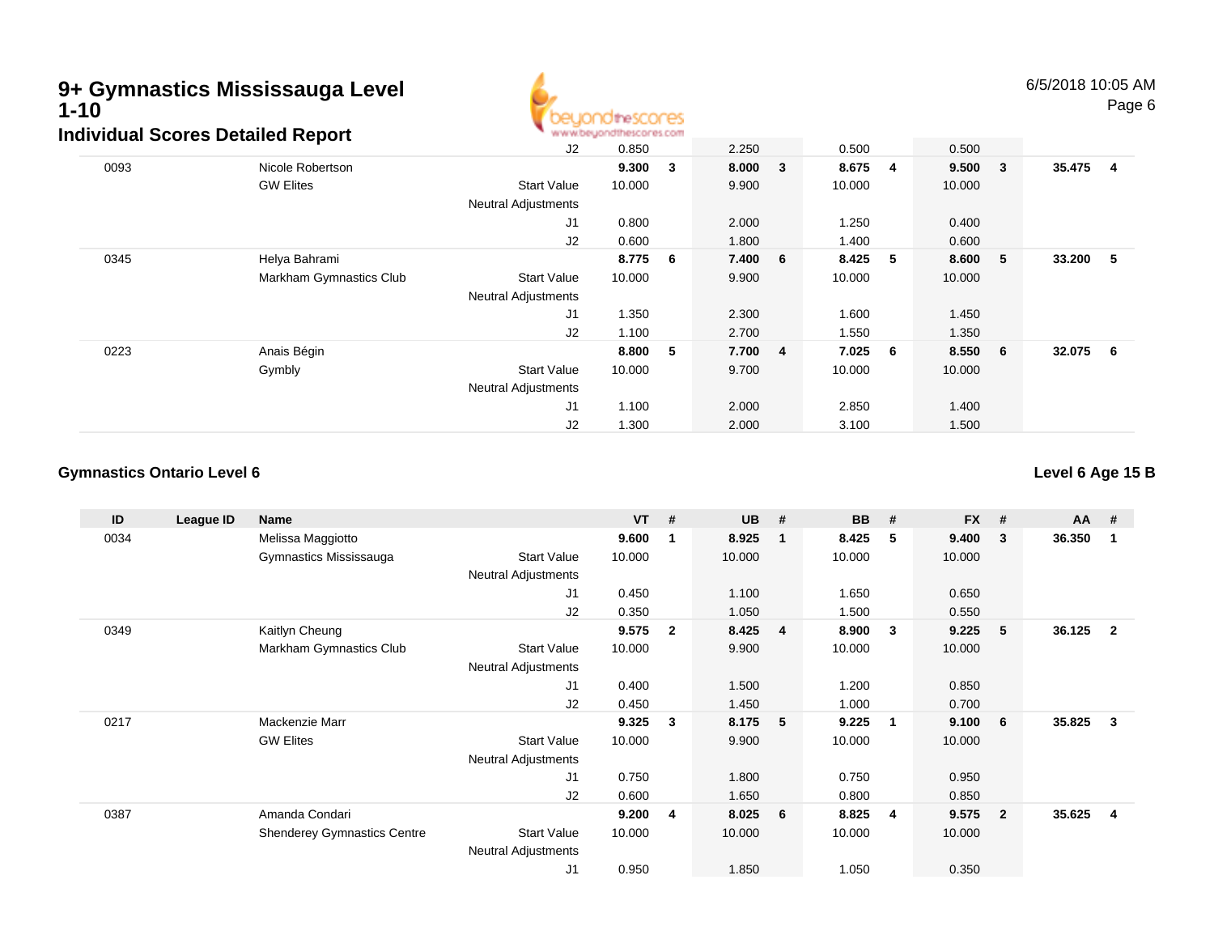# 9+ Gymnastics Mississauga Level 1-10

## Individual Scores Detailed Report

| ID | League ID | Name | | VT | # | UB | # | BB | # | FX | # | AA | # |
|---|---|---|---|---|---|---|---|---|---|---|---|---|---|
| | | | J2 | 0.850 | | 2.250 | | 0.500 | | 0.500 | | | |
| 0093 | | Nicole Robertson | | **9.300** | **3** | **8.000** | **3** | **8.675** | **4** | **9.500** | **3** | **35.475** | **4** |
| | | GW Elites | Start Value | 10.000 | | 9.900 | | 10.000 | | 10.000 | | | |
| | | | Neutral Adjustments | | | | | | | | | | |
| | | | J1 | 0.800 | | 2.000 | | 1.250 | | 0.400 | | | |
| | | | J2 | 0.600 | | 1.800 | | 1.400 | | 0.600 | | | |
| 0345 | | Helya Bahrami | | **8.775** | **6** | **7.400** | **6** | **8.425** | **5** | **8.600** | **5** | **33.200** | **5** |
| | | Markham Gymnastics Club | Start Value | 10.000 | | 9.900 | | 10.000 | | 10.000 | | | |
| | | | Neutral Adjustments | | | | | | | | | | |
| | | | J1 | 1.350 | | 2.300 | | 1.600 | | 1.450 | | | |
| | | | J2 | 1.100 | | 2.700 | | 1.550 | | 1.350 | | | |
| 0223 | | Anais Bégin | | **8.800** | **5** | **7.700** | **4** | **7.025** | **6** | **8.550** | **6** | **32.075** | **6** |
| | | Gymbly | Start Value | 10.000 | | 9.700 | | 10.000 | | 10.000 | | | |
| | | | Neutral Adjustments | | | | | | | | | | |
| | | | J1 | 1.100 | | 2.000 | | 2.850 | | 1.400 | | | |
| | | | J2 | 1.300 | | 2.000 | | 3.100 | | 1.500 | | | |

### Gymnastics Ontario Level 6

### Level 6 Age 15 B

| ID | League ID | Name | | VT | # | UB | # | BB | # | FX | # | AA | # |
|---|---|---|---|---|---|---|---|---|---|---|---|---|---|
| 0034 | | Melissa Maggiotto | | **9.600** | **1** | **8.925** | **1** | **8.425** | **5** | **9.400** | **3** | **36.350** | **1** |
| | | Gymnastics Mississauga | Start Value | 10.000 | | 10.000 | | 10.000 | | 10.000 | | | |
| | | | Neutral Adjustments | | | | | | | | | | |
| | | | J1 | 0.450 | | 1.100 | | 1.650 | | 0.650 | | | |
| | | | J2 | 0.350 | | 1.050 | | 1.500 | | 0.550 | | | |
| 0349 | | Kaitlyn Cheung | | **9.575** | **2** | **8.425** | **4** | **8.900** | **3** | **9.225** | **5** | **36.125** | **2** |
| | | Markham Gymnastics Club | Start Value | 10.000 | | 9.900 | | 10.000 | | 10.000 | | | |
| | | | Neutral Adjustments | | | | | | | | | | |
| | | | J1 | 0.400 | | 1.500 | | 1.200 | | 0.850 | | | |
| | | | J2 | 0.450 | | 1.450 | | 1.000 | | 0.700 | | | |
| 0217 | | Mackenzie Marr | | **9.325** | **3** | **8.175** | **5** | **9.225** | **1** | **9.100** | **6** | **35.825** | **3** |
| | | GW Elites | Start Value | 10.000 | | 9.900 | | 10.000 | | 10.000 | | | |
| | | | Neutral Adjustments | | | | | | | | | | |
| | | | J1 | 0.750 | | 1.800 | | 0.750 | | 0.950 | | | |
| | | | J2 | 0.600 | | 1.650 | | 0.800 | | 0.850 | | | |
| 0387 | | Amanda Condari | | **9.200** | **4** | **8.025** | **6** | **8.825** | **4** | **9.575** | **2** | **35.625** | **4** |
| | | Shenderey Gymnastics Centre | Start Value | 10.000 | | 10.000 | | 10.000 | | 10.000 | | | |
| | | | Neutral Adjustments | | | | | | | | | | |
| | | | J1 | 0.950 | | 1.850 | | 1.050 | | 0.350 | | | |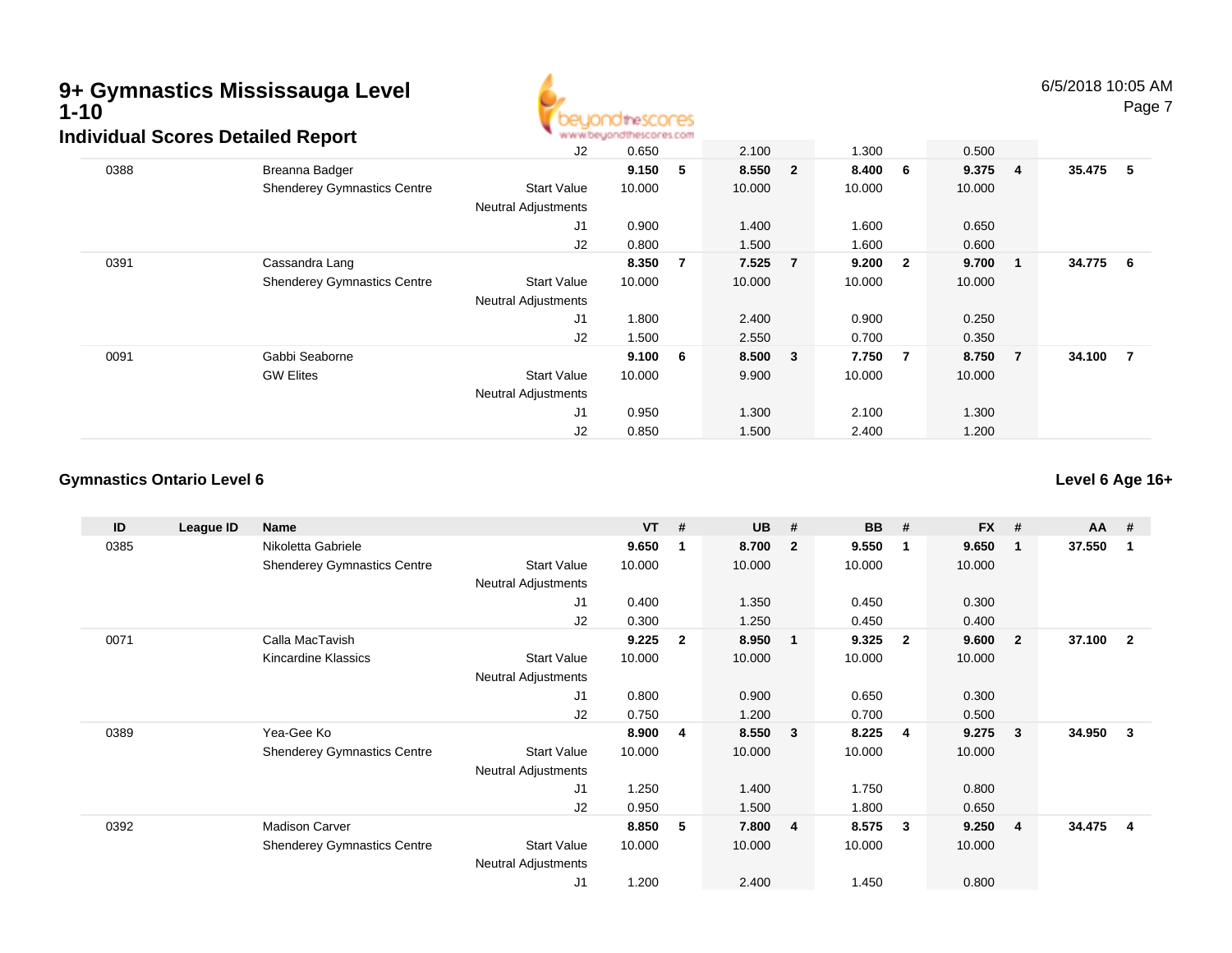# 9+ Gymnastics Mississauga Level 1-10

## Individual Scores Detailed Report

6/5/2018 10:05 AM

| ID | League ID | Name | | VT | # | UB | # | BB | # | FX | # | AA | # |
|---|---|---|---|---|---|---|---|---|---|---|---|---|---|
| | | | J2 | 0.650 | | 2.100 | | 1.300 | | 0.500 | | | |
| 0388 | | Breanna Badger | | **9.150** | **5** | **8.550** | **2** | **8.400** | **6** | **9.375** | **4** | **35.475** | **5** |
| | | Shenderey Gymnastics Centre | Start Value | 10.000 | | 10.000 | | 10.000 | | 10.000 | | | |
| | | | Neutral Adjustments | | | | | | | | | | |
| | | | J1 | 0.900 | | 1.400 | | 1.600 | | 0.650 | | | |
| | | | J2 | 0.800 | | 1.500 | | 1.600 | | 0.600 | | | |
| 0391 | | Cassandra Lang | | **8.350** | **7** | **7.525** | **7** | **9.200** | **2** | **9.700** | **1** | **34.775** | **6** |
| | | Shenderey Gymnastics Centre | Start Value | 10.000 | | 10.000 | | 10.000 | | 10.000 | | | |
| | | | Neutral Adjustments | | | | | | | | | | |
| | | | J1 | 1.800 | | 2.400 | | 0.900 | | 0.250 | | | |
| | | | J2 | 1.500 | | 2.550 | | 0.700 | | 0.350 | | | |
| 0091 | | Gabbi Seaborne | | **9.100** | **6** | **8.500** | **3** | **7.750** | **7** | **8.750** | **7** | **34.100** | **7** |
| | | GW Elites | Start Value | 10.000 | | 9.900 | | 10.000 | | 10.000 | | | |
| | | | Neutral Adjustments | | | | | | | | | | |
| | | | J1 | 0.950 | | 1.300 | | 2.100 | | 1.300 | | | |
| | | | J2 | 0.850 | | 1.500 | | 2.400 | | 1.200 | | | |

### Gymnastics Ontario Level 6

**Level 6 Age 16+**

| ID | League ID | Name | | VT | # | UB | # | BB | # | FX | # | AA | # |
|---|---|---|---|---|---|---|---|---|---|---|---|---|---|
| 0385 | | Nikoletta Gabriele | | **9.650** | **1** | **8.700** | **2** | **9.550** | **1** | **9.650** | **1** | **37.550** | **1** |
| | | Shenderey Gymnastics Centre | Start Value | 10.000 | | 10.000 | | 10.000 | | 10.000 | | | |
| | | | Neutral Adjustments | | | | | | | | | | |
| | | | J1 | 0.400 | | 1.350 | | 0.450 | | 0.300 | | | |
| | | | J2 | 0.300 | | 1.250 | | 0.450 | | 0.400 | | | |
| 0071 | | Calla MacTavish | | **9.225** | **2** | **8.950** | **1** | **9.325** | **2** | **9.600** | **2** | **37.100** | **2** |
| | | Kincardine Klassics | Start Value | 10.000 | | 10.000 | | 10.000 | | 10.000 | | | |
| | | | Neutral Adjustments | | | | | | | | | | |
| | | | J1 | 0.800 | | 0.900 | | 0.650 | | 0.300 | | | |
| | | | J2 | 0.750 | | 1.200 | | 0.700 | | 0.500 | | | |
| 0389 | | Yea-Gee Ko | | **8.900** | **4** | **8.550** | **3** | **8.225** | **4** | **9.275** | **3** | **34.950** | **3** |
| | | Shenderey Gymnastics Centre | Start Value | 10.000 | | 10.000 | | 10.000 | | 10.000 | | | |
| | | | Neutral Adjustments | | | | | | | | | | |
| | | | J1 | 1.250 | | 1.400 | | 1.750 | | 0.800 | | | |
| | | | J2 | 0.950 | | 1.500 | | 1.800 | | 0.650 | | | |
| 0392 | | Madison Carver | | **8.850** | **5** | **7.800** | **4** | **8.575** | **3** | **9.250** | **4** | **34.475** | **4** |
| | | Shenderey Gymnastics Centre | Start Value | 10.000 | | 10.000 | | 10.000 | | 10.000 | | | |
| | | | Neutral Adjustments | | | | | | | | | | |
| | | | J1 | 1.200 | | 2.400 | | 1.450 | | 0.800 | | | |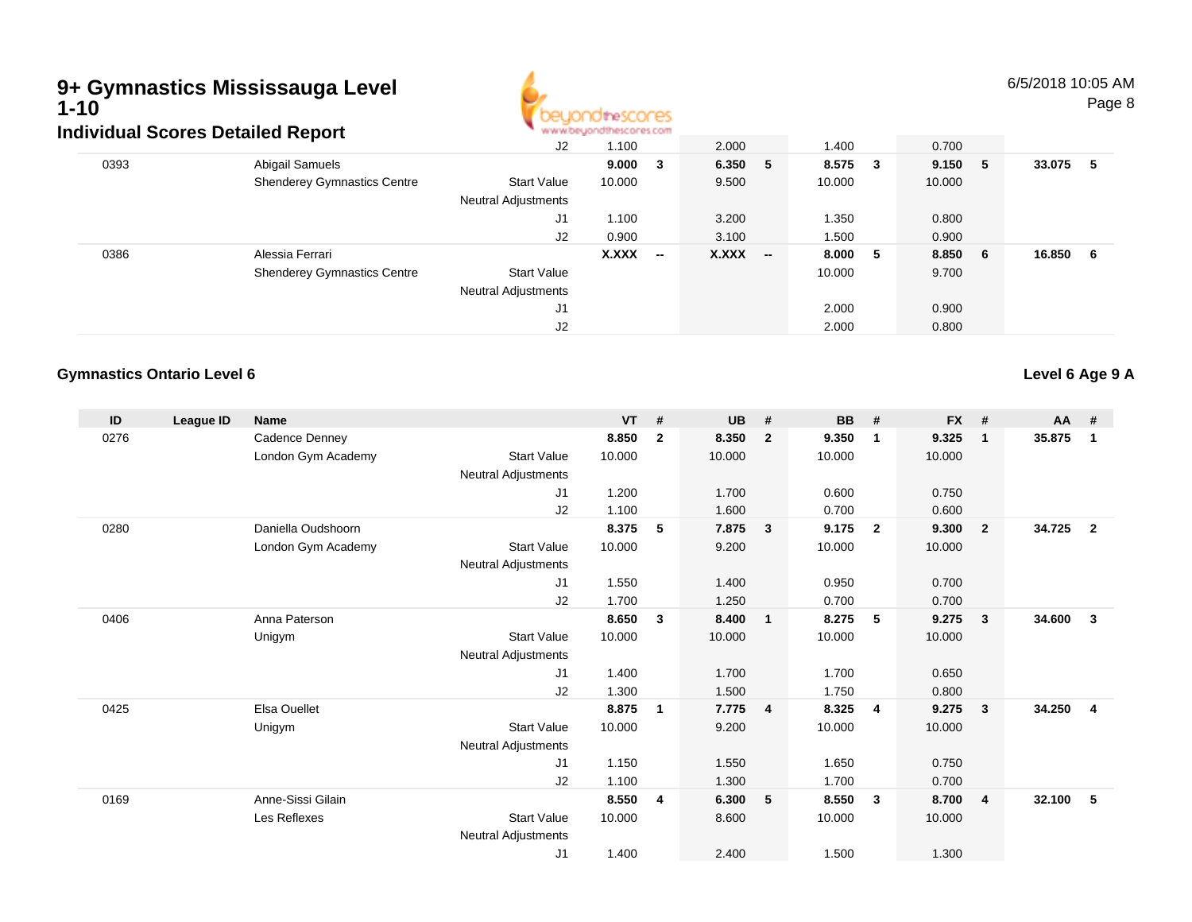# 9+ Gymnastics Mississauga Level 1-10

## Individual Scores Detailed Report

6/5/2018 10:05 AM

| ID | League ID | Name | | VT | # | UB | # | BB | # | FX | # | AA | # |
|---|---|---|---|---|---|---|---|---|---|---|---|---|---|
| | | | J2 | 1.100 | | 2.000 | | 1.400 | | 0.700 | | | |
| 0393 | | Abigail Samuels | | **9.000** | **3** | **6.350** | **5** | **8.575** | **3** | **9.150** | **5** | **33.075** | **5** |
| | | Shenderey Gymnastics Centre | Start Value | 10.000 | | 9.500 | | 10.000 | | 10.000 | | | |
| | | | Neutral Adjustments | | | | | | | | | | |
| | | | J1 | 1.100 | | 3.200 | | 1.350 | | 0.800 | | | |
| | | | J2 | 0.900 | | 3.100 | | 1.500 | | 0.900 | | | |
| 0386 | | Alessia Ferrari | | **X.XXX** | **--** | **X.XXX** | **--** | **8.000** | **5** | **8.850** | **6** | **16.850** | **6** |
| | | Shenderey Gymnastics Centre | Start Value | | | | | 10.000 | | 9.700 | | | |
| | | | Neutral Adjustments | | | | | | | | | | |
| | | | J1 | | | | | 2.000 | | 0.900 | | | |
| | | | J2 | | | | | 2.000 | | 0.800 | | | |

### Gymnastics Ontario Level 6

**Level 6 Age 9 A**

| ID | League ID | Name | | VT | # | UB | # | BB | # | FX | # | AA | # |
|---|---|---|---|---|---|---|---|---|---|---|---|---|---|
| 0276 | | Cadence Denney | | **8.850** | **2** | **8.350** | **2** | **9.350** | **1** | **9.325** | **1** | **35.875** | **1** |
| | | London Gym Academy | Start Value | 10.000 | | 10.000 | | 10.000 | | 10.000 | | | |
| | | | Neutral Adjustments | | | | | | | | | | |
| | | | J1 | 1.200 | | 1.700 | | 0.600 | | 0.750 | | | |
| | | | J2 | 1.100 | | 1.600 | | 0.700 | | 0.600 | | | |
| 0280 | | Daniella Oudshoorn | | **8.375** | **5** | **7.875** | **3** | **9.175** | **2** | **9.300** | **2** | **34.725** | **2** |
| | | London Gym Academy | Start Value | 10.000 | | 9.200 | | 10.000 | | 10.000 | | | |
| | | | Neutral Adjustments | | | | | | | | | | |
| | | | J1 | 1.550 | | 1.400 | | 0.950 | | 0.700 | | | |
| | | | J2 | 1.700 | | 1.250 | | 0.700 | | 0.700 | | | |
| 0406 | | Anna Paterson | | **8.650** | **3** | **8.400** | **1** | **8.275** | **5** | **9.275** | **3** | **34.600** | **3** |
| | | Unigym | Start Value | 10.000 | | 10.000 | | 10.000 | | 10.000 | | | |
| | | | Neutral Adjustments | | | | | | | | | | |
| | | | J1 | 1.400 | | 1.700 | | 1.700 | | 0.650 | | | |
| | | | J2 | 1.300 | | 1.500 | | 1.750 | | 0.800 | | | |
| 0425 | | Elsa Ouellet | | **8.875** | **1** | **7.775** | **4** | **8.325** | **4** | **9.275** | **3** | **34.250** | **4** |
| | | Unigym | Start Value | 10.000 | | 9.200 | | 10.000 | | 10.000 | | | |
| | | | Neutral Adjustments | | | | | | | | | | |
| | | | J1 | 1.150 | | 1.550 | | 1.650 | | 0.750 | | | |
| | | | J2 | 1.100 | | 1.300 | | 1.700 | | 0.700 | | | |
| 0169 | | Anne-Sissi Gilain | | **8.550** | **4** | **6.300** | **5** | **8.550** | **3** | **8.700** | **4** | **32.100** | **5** |
| | | Les Reflexes | Start Value | 10.000 | | 8.600 | | 10.000 | | 10.000 | | | |
| | | | Neutral Adjustments | | | | | | | | | | |
| | | | J1 | 1.400 | | 2.400 | | 1.500 | | 1.300 | | | |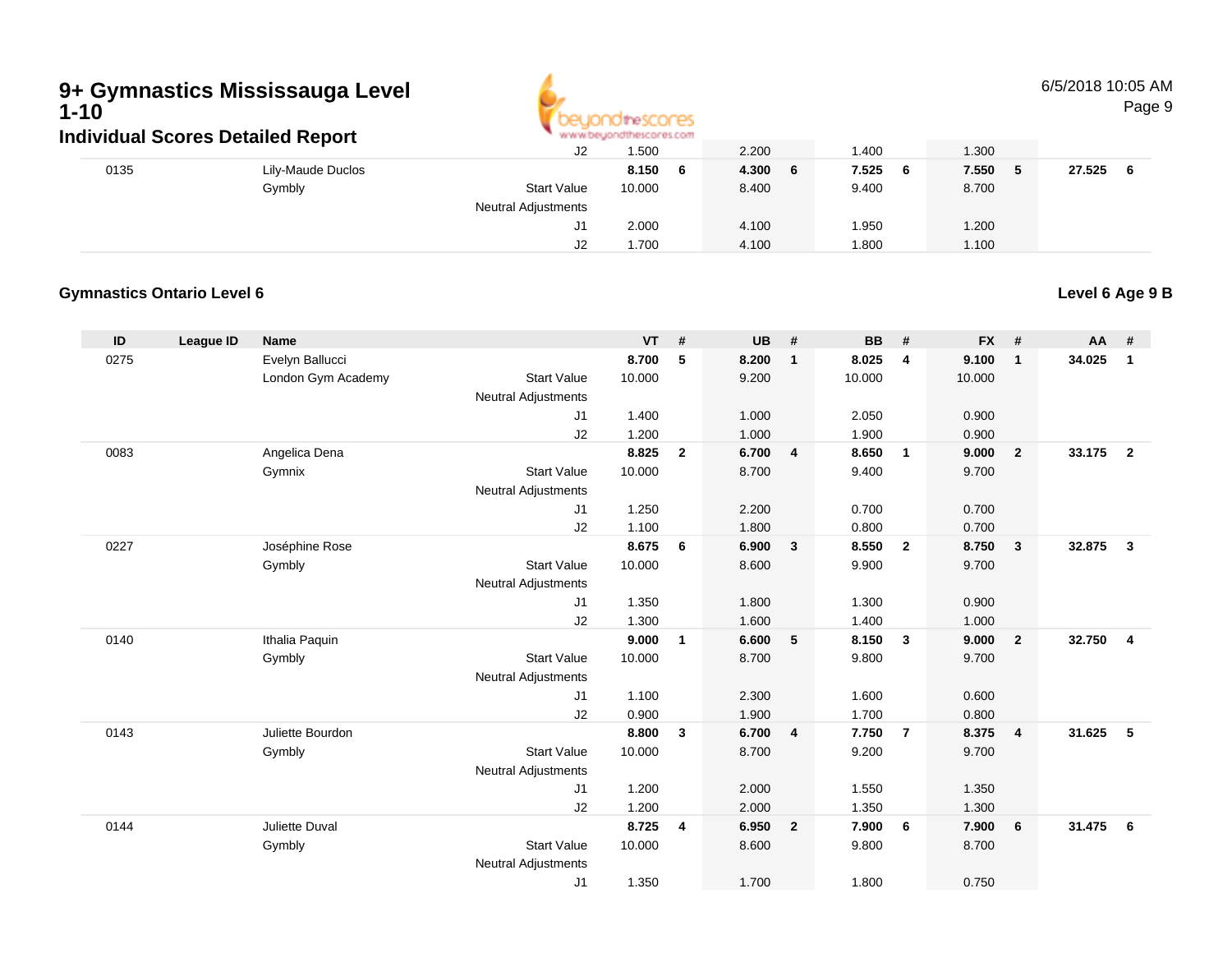# 9+ Gymnastics Mississauga Level 1-10

## Individual Scores Detailed Report

6/5/2018 10:05 AM

| ID | League ID | Name | | | VT | # | UB | # | BB | # | FX | # | AA | # |
|---|---|---|---|---|---|---|---|---|---|---|---|---|---|---|
| | | | | J2 | 1.500 | | 2.200 | | 1.400 | | 1.300 | | | |
| 0135 | | Lily-Maude Duclos | | | **8.150** | **6** | **4.300** | **6** | **7.525** | **6** | **7.550** | **5** | **27.525** | **6** |
| | | Gymbly | | Start Value | 10.000 | | 8.400 | | 9.400 | | 8.700 | | | |
| | | | Neutral Adjustments | | | | | | | | | | | |
| | | | | J1 | 2.000 | | 4.100 | | 1.950 | | 1.200 | | | |
| | | | | J2 | 1.700 | | 4.100 | | 1.800 | | 1.100 | | | |

### Gymnastics Ontario Level 6

**Level 6 Age 9 B**

| ID | League ID | Name | | | VT | # | UB | # | BB | # | FX | # | AA | # |
|---|---|---|---|---|---|---|---|---|---|---|---|---|---|---|
| 0275 | | Evelyn Ballucci | | | **8.700** | **5** | **8.200** | **1** | **8.025** | **4** | **9.100** | **1** | **34.025** | **1** |
| | | London Gym Academy | | Start Value | 10.000 | | 9.200 | | 10.000 | | 10.000 | | | |
| | | | Neutral Adjustments | | | | | | | | | | | |
| | | | | J1 | 1.400 | | 1.000 | | 2.050 | | 0.900 | | | |
| | | | | J2 | 1.200 | | 1.000 | | 1.900 | | 0.900 | | | |
| 0083 | | Angelica Dena | | | **8.825** | **2** | **6.700** | **4** | **8.650** | **1** | **9.000** | **2** | **33.175** | **2** |
| | | Gymnix | | Start Value | 10.000 | | 8.700 | | 9.400 | | 9.700 | | | |
| | | | Neutral Adjustments | | | | | | | | | | | |
| | | | | J1 | 1.250 | | 2.200 | | 0.700 | | 0.700 | | | |
| | | | | J2 | 1.100 | | 1.800 | | 0.800 | | 0.700 | | | |
| 0227 | | Joséphine Rose | | | **8.675** | **6** | **6.900** | **3** | **8.550** | **2** | **8.750** | **3** | **32.875** | **3** |
| | | Gymbly | | Start Value | 10.000 | | 8.600 | | 9.900 | | 9.700 | | | |
| | | | Neutral Adjustments | | | | | | | | | | | |
| | | | | J1 | 1.350 | | 1.800 | | 1.300 | | 0.900 | | | |
| | | | | J2 | 1.300 | | 1.600 | | 1.400 | | 1.000 | | | |
| 0140 | | Ithalia Paquin | | | **9.000** | **1** | **6.600** | **5** | **8.150** | **3** | **9.000** | **2** | **32.750** | **4** |
| | | Gymbly | | Start Value | 10.000 | | 8.700 | | 9.800 | | 9.700 | | | |
| | | | Neutral Adjustments | | | | | | | | | | | |
| | | | | J1 | 1.100 | | 2.300 | | 1.600 | | 0.600 | | | |
| | | | | J2 | 0.900 | | 1.900 | | 1.700 | | 0.800 | | | |
| 0143 | | Juliette Bourdon | | | **8.800** | **3** | **6.700** | **4** | **7.750** | **7** | **8.375** | **4** | **31.625** | **5** |
| | | Gymbly | | Start Value | 10.000 | | 8.700 | | 9.200 | | 9.700 | | | |
| | | | Neutral Adjustments | | | | | | | | | | | |
| | | | | J1 | 1.200 | | 2.000 | | 1.550 | | 1.350 | | | |
| | | | | J2 | 1.200 | | 2.000 | | 1.350 | | 1.300 | | | |
| 0144 | | Juliette Duval | | | **8.725** | **4** | **6.950** | **2** | **7.900** | **6** | **7.900** | **6** | **31.475** | **6** |
| | | Gymbly | | Start Value | 10.000 | | 8.600 | | 9.800 | | 8.700 | | | |
| | | | Neutral Adjustments | | | | | | | | | | | |
| | | | | J1 | 1.350 | | 1.700 | | 1.800 | | 0.750 | | | |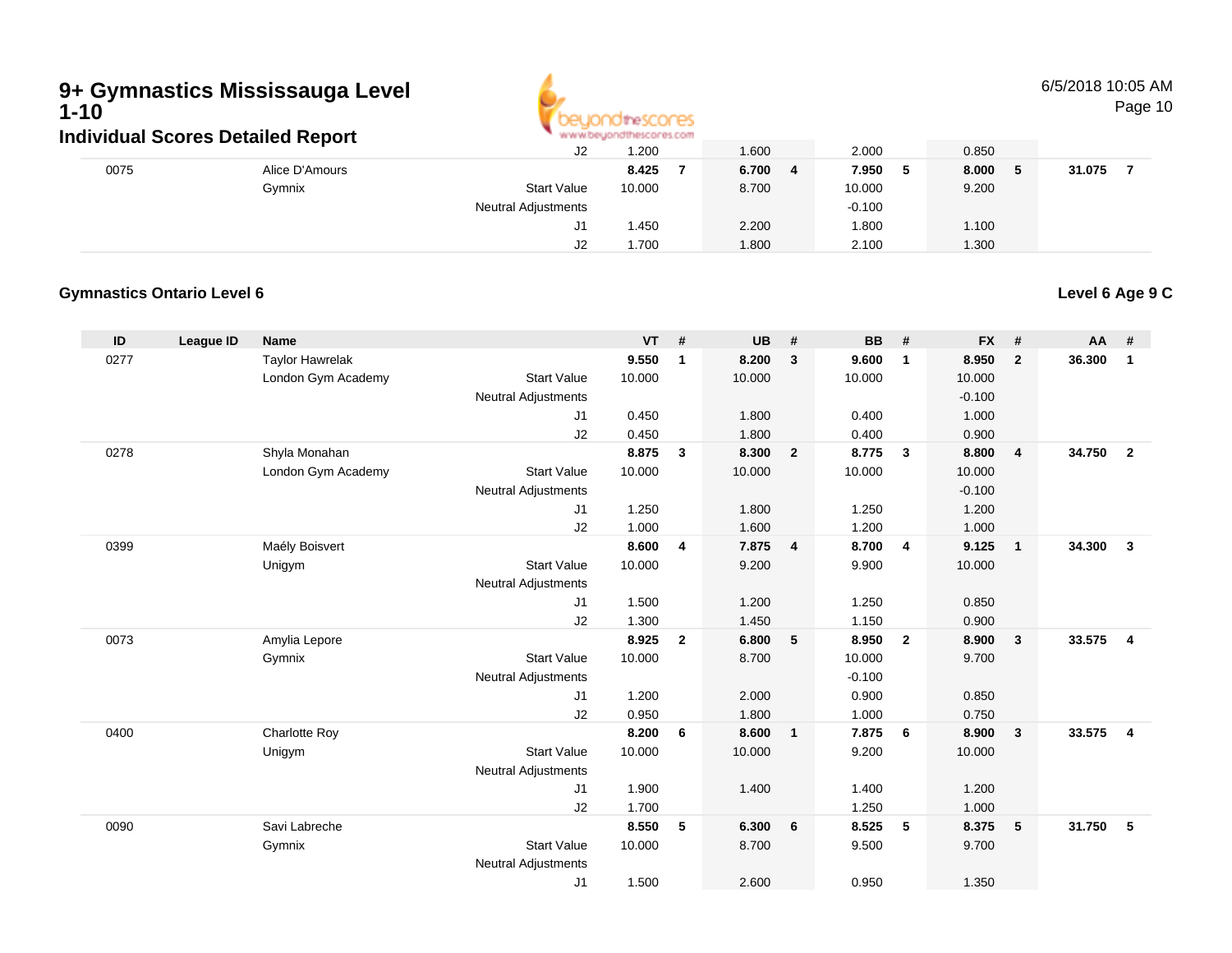# 9+ Gymnastics Mississauga Level 1-10

## Individual Scores Detailed Report

6/5/2018 10:05 AM

| ID | League ID | Name | | VT | # | UB | # | BB | # | FX | # | AA | # |
|---|---|---|---|---|---|---|---|---|---|---|---|---|---|
| | | | J2 | 1.200 | | 1.600 | | 2.000 | | 0.850 | | | |
| 0075 | | Alice D'Amours | | **8.425** | **7** | **6.700** | **4** | **7.950** | **5** | **8.000** | **5** | **31.075** | **7** |
| | | Gymnix | Start Value | 10.000 | | 8.700 | | 10.000 | | 9.200 | | | |
| | | | Neutral Adjustments | | | | | -0.100 | | | | | |
| | | | J1 | 1.450 | | 2.200 | | 1.800 | | 1.100 | | | |
| | | | J2 | 1.700 | | 1.800 | | 2.100 | | 1.300 | | | |

### Gymnastics Ontario Level 6

**Level 6 Age 9 C**

| ID | League ID | Name | | VT | # | UB | # | BB | # | FX | # | AA | # |
|---|---|---|---|---|---|---|---|---|---|---|---|---|---|
| 0277 | | Taylor Hawrelak | | **9.550** | **1** | **8.200** | **3** | **9.600** | **1** | **8.950** | **2** | **36.300** | **1** |
| | | London Gym Academy | Start Value | 10.000 | | 10.000 | | 10.000 | | 10.000 | | | |
| | | | Neutral Adjustments | | | | | | | -0.100 | | | |
| | | | J1 | 0.450 | | 1.800 | | 0.400 | | 1.000 | | | |
| | | | J2 | 0.450 | | 1.800 | | 0.400 | | 0.900 | | | |
| 0278 | | Shyla Monahan | | **8.875** | **3** | **8.300** | **2** | **8.775** | **3** | **8.800** | **4** | **34.750** | **2** |
| | | London Gym Academy | Start Value | 10.000 | | 10.000 | | 10.000 | | 10.000 | | | |
| | | | Neutral Adjustments | | | | | | | -0.100 | | | |
| | | | J1 | 1.250 | | 1.800 | | 1.250 | | 1.200 | | | |
| | | | J2 | 1.000 | | 1.600 | | 1.200 | | 1.000 | | | |
| 0399 | | Maély Boisvert | | **8.600** | **4** | **7.875** | **4** | **8.700** | **4** | **9.125** | **1** | **34.300** | **3** |
| | | Unigym | Start Value | 10.000 | | 9.200 | | 9.900 | | 10.000 | | | |
| | | | Neutral Adjustments | | | | | | | | | | |
| | | | J1 | 1.500 | | 1.200 | | 1.250 | | 0.850 | | | |
| | | | J2 | 1.300 | | 1.450 | | 1.150 | | 0.900 | | | |
| 0073 | | Amylia Lepore | | **8.925** | **2** | **6.800** | **5** | **8.950** | **2** | **8.900** | **3** | **33.575** | **4** |
| | | Gymnix | Start Value | 10.000 | | 8.700 | | 10.000 | | 9.700 | | | |
| | | | Neutral Adjustments | | | | | -0.100 | | | | | |
| | | | J1 | 1.200 | | 2.000 | | 0.900 | | 0.850 | | | |
| | | | J2 | 0.950 | | 1.800 | | 1.000 | | 0.750 | | | |
| 0400 | | Charlotte Roy | | **8.200** | **6** | **8.600** | **1** | **7.875** | **6** | **8.900** | **3** | **33.575** | **4** |
| | | Unigym | Start Value | 10.000 | | 10.000 | | 9.200 | | 10.000 | | | |
| | | | Neutral Adjustments | | | | | | | | | | |
| | | | J1 | 1.900 | | 1.400 | | 1.400 | | 1.200 | | | |
| | | | J2 | 1.700 | | 1.250 | | 1.250 | | 1.000 | | | |
| 0090 | | Savi Labreche | | **8.550** | **5** | **6.300** | **6** | **8.525** | **5** | **8.375** | **5** | **31.750** | **5** |
| | | Gymnix | Start Value | 10.000 | | 8.700 | | 9.500 | | 9.700 | | | |
| | | | Neutral Adjustments | | | | | | | | | | |
| | | | J1 | 1.500 | | 2.600 | | 0.950 | | 1.350 | | | |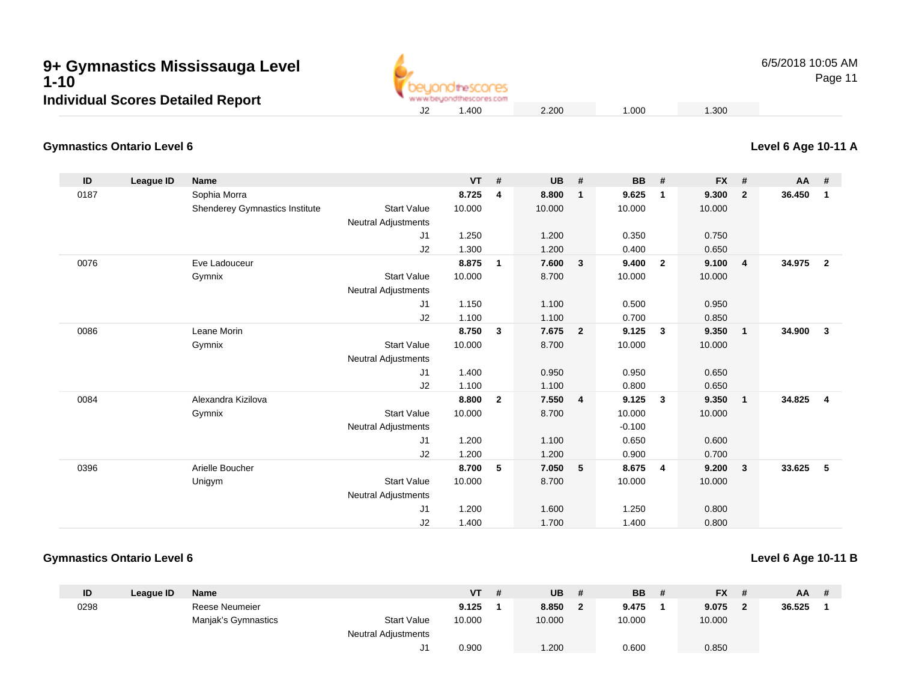# 9+ Gymnastics Mississauga Level 1-10

## Individual Scores Detailed Report

| | | | | | | | | | |
|---|---|---|---|---|---|---|---|---|---|
| J2 | 1.400 | | 2.200 | | 1.000 | | 1.300 | | |

### Gymnastics Ontario Level 6

**Level 6 Age 10-11 A**

| ID | League ID | Name | | VT | # | UB | # | BB | # | FX | # | AA | # |
|---|---|---|---|---|---|---|---|---|---|---|---|---|---|
| 0187 | | Sophia Morra | | **8.725** | **4** | **8.800** | **1** | **9.625** | **1** | **9.300** | **2** | **36.450** | **1** |
| | | Shenderey Gymnastics Institute | Start Value | 10.000 | | 10.000 | | 10.000 | | 10.000 | | | |
| | | | Neutral Adjustments | | | | | | | | | | |
| | | | J1 | 1.250 | | 1.200 | | 0.350 | | 0.750 | | | |
| | | | J2 | 1.300 | | 1.200 | | 0.400 | | 0.650 | | | |
| 0076 | | Eve Ladouceur | | **8.875** | **1** | **7.600** | **3** | **9.400** | **2** | **9.100** | **4** | **34.975** | **2** |
| | | Gymnix | Start Value | 10.000 | | 8.700 | | 10.000 | | 10.000 | | | |
| | | | Neutral Adjustments | | | | | | | | | | |
| | | | J1 | 1.150 | | 1.100 | | 0.500 | | 0.950 | | | |
| | | | J2 | 1.100 | | 1.100 | | 0.700 | | 0.850 | | | |
| 0086 | | Leane Morin | | **8.750** | **3** | **7.675** | **2** | **9.125** | **3** | **9.350** | **1** | **34.900** | **3** |
| | | Gymnix | Start Value | 10.000 | | 8.700 | | 10.000 | | 10.000 | | | |
| | | | Neutral Adjustments | | | | | | | | | | |
| | | | J1 | 1.400 | | 0.950 | | 0.950 | | 0.650 | | | |
| | | | J2 | 1.100 | | 1.100 | | 0.800 | | 0.650 | | | |
| 0084 | | Alexandra Kizilova | | **8.800** | **2** | **7.550** | **4** | **9.125** | **3** | **9.350** | **1** | **34.825** | **4** |
| | | Gymnix | Start Value | 10.000 | | 8.700 | | 10.000 | | 10.000 | | | |
| | | | Neutral Adjustments | | | | | -0.100 | | | | | |
| | | | J1 | 1.200 | | 1.100 | | 0.650 | | 0.600 | | | |
| | | | J2 | 1.200 | | 1.200 | | 0.900 | | 0.700 | | | |
| 0396 | | Arielle Boucher | | **8.700** | **5** | **7.050** | **5** | **8.675** | **4** | **9.200** | **3** | **33.625** | **5** |
| | | Unigym | Start Value | 10.000 | | 8.700 | | 10.000 | | 10.000 | | | |
| | | | Neutral Adjustments | | | | | | | | | | |
| | | | J1 | 1.200 | | 1.600 | | 1.250 | | 0.800 | | | |
| | | | J2 | 1.400 | | 1.700 | | 1.400 | | 0.800 | | | |

### Gymnastics Ontario Level 6

**Level 6 Age 10-11 B**

| ID | League ID | Name | | VT | # | UB | # | BB | # | FX | # | AA | # |
|---|---|---|---|---|---|---|---|---|---|---|---|---|---|
| 0298 | | Reese Neumeier | | **9.125** | **1** | **8.850** | **2** | **9.475** | **1** | **9.075** | **2** | **36.525** | **1** |
| | | Manjak's Gymnastics | Start Value | 10.000 | | 10.000 | | 10.000 | | 10.000 | | | |
| | | | Neutral Adjustments | | | | | | | | | | |
| | | | J1 | 0.900 | | 1.200 | | 0.600 | | 0.850 | | | |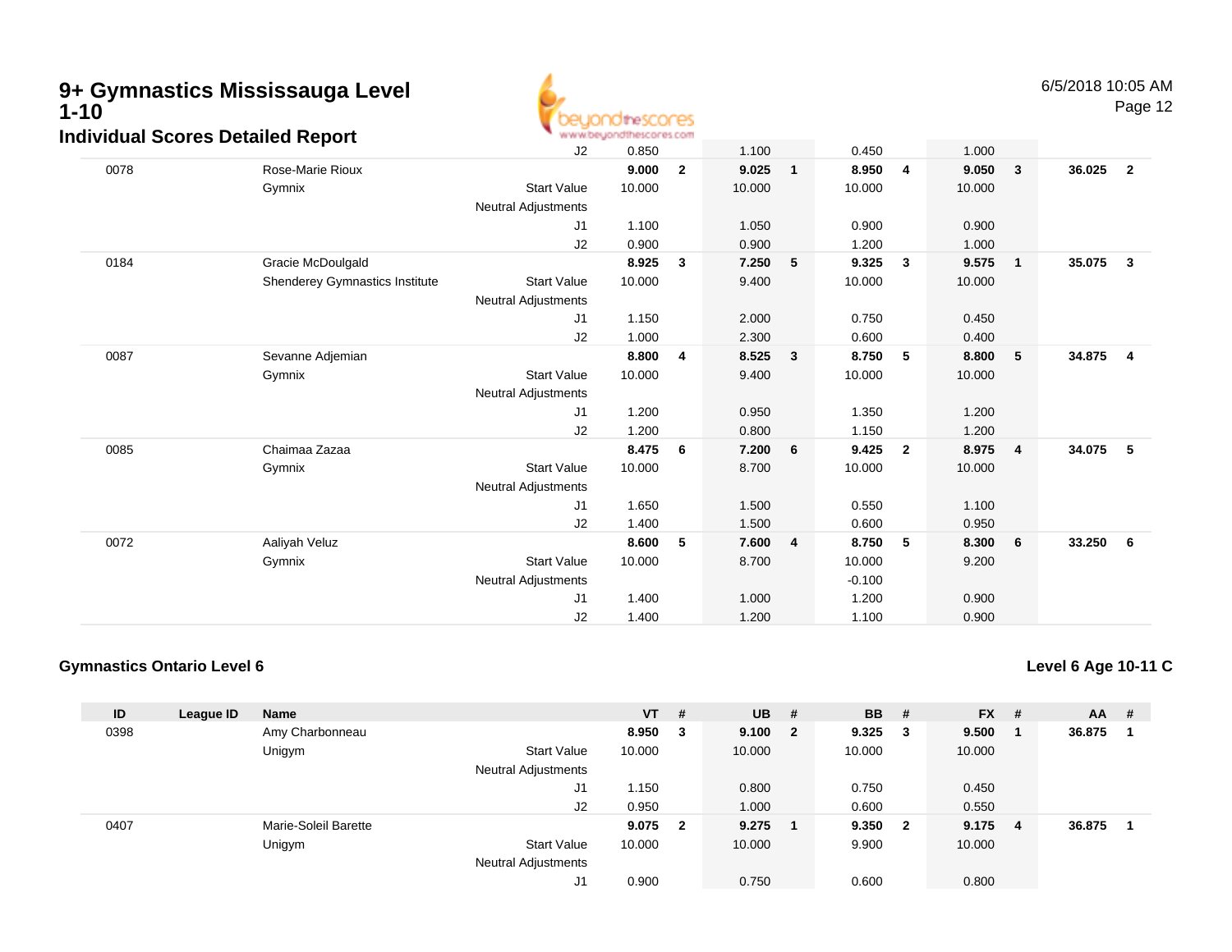# 9+ Gymnastics Mississauga Level 1-10

## Individual Scores Detailed Report

6/5/2018 10:05 AM

| ID | League ID | Name | | VT | # | UB | # | BB | # | FX | # | AA | # |
|---|---|---|---|---|---|---|---|---|---|---|---|---|---|
| | | | J2 | 0.850 | | 1.100 | | 0.450 | | 1.000 | | | |
| 0078 | | Rose-Marie Rioux | | **9.000** | **2** | **9.025** | **1** | **8.950** | **4** | **9.050** | **3** | **36.025** | **2** |
| | | Gymnix | Start Value | 10.000 | | 10.000 | | 10.000 | | 10.000 | | | |
| | | | Neutral Adjustments | | | | | | | | | | |
| | | | J1 | 1.100 | | 1.050 | | 0.900 | | 0.900 | | | |
| | | | J2 | 0.900 | | 0.900 | | 1.200 | | 1.000 | | | |
| 0184 | | Gracie McDoulgald | | **8.925** | **3** | **7.250** | **5** | **9.325** | **3** | **9.575** | **1** | **35.075** | **3** |
| | | Shenderey Gymnastics Institute | Start Value | 10.000 | | 9.400 | | 10.000 | | 10.000 | | | |
| | | | Neutral Adjustments | | | | | | | | | | |
| | | | J1 | 1.150 | | 2.000 | | 0.750 | | 0.450 | | | |
| | | | J2 | 1.000 | | 2.300 | | 0.600 | | 0.400 | | | |
| 0087 | | Sevanne Adjemian | | **8.800** | **4** | **8.525** | **3** | **8.750** | **5** | **8.800** | **5** | **34.875** | **4** |
| | | Gymnix | Start Value | 10.000 | | 9.400 | | 10.000 | | 10.000 | | | |
| | | | Neutral Adjustments | | | | | | | | | | |
| | | | J1 | 1.200 | | 0.950 | | 1.350 | | 1.200 | | | |
| | | | J2 | 1.200 | | 0.800 | | 1.150 | | 1.200 | | | |
| 0085 | | Chaimaa Zazaa | | **8.475** | **6** | **7.200** | **6** | **9.425** | **2** | **8.975** | **4** | **34.075** | **5** |
| | | Gymnix | Start Value | 10.000 | | 8.700 | | 10.000 | | 10.000 | | | |
| | | | Neutral Adjustments | | | | | | | | | | |
| | | | J1 | 1.650 | | 1.500 | | 0.550 | | 1.100 | | | |
| | | | J2 | 1.400 | | 1.500 | | 0.600 | | 0.950 | | | |
| 0072 | | Aaliyah Veluz | | **8.600** | **5** | **7.600** | **4** | **8.750** | **5** | **8.300** | **6** | **33.250** | **6** |
| | | Gymnix | Start Value | 10.000 | | 8.700 | | 10.000 | | 9.200 | | | |
| | | | Neutral Adjustments | | | | | -0.100 | | | | | |
| | | | J1 | 1.400 | | 1.000 | | 1.200 | | 0.900 | | | |
| | | | J2 | 1.400 | | 1.200 | | 1.100 | | 0.900 | | | |

### Gymnastics Ontario Level 6

**Level 6 Age 10-11 C**

| ID | League ID | Name | | VT | # | UB | # | BB | # | FX | # | AA | # |
|---|---|---|---|---|---|---|---|---|---|---|---|---|---|
| 0398 | | Amy Charbonneau | | **8.950** | **3** | **9.100** | **2** | **9.325** | **3** | **9.500** | **1** | **36.875** | **1** |
| | | Unigym | Start Value | 10.000 | | 10.000 | | 10.000 | | 10.000 | | | |
| | | | Neutral Adjustments | | | | | | | | | | |
| | | | J1 | 1.150 | | 0.800 | | 0.750 | | 0.450 | | | |
| | | | J2 | 0.950 | | 1.000 | | 0.600 | | 0.550 | | | |
| 0407 | | Marie-Soleil Barette | | **9.075** | **2** | **9.275** | **1** | **9.350** | **2** | **9.175** | **4** | **36.875** | **1** |
| | | Unigym | Start Value | 10.000 | | 10.000 | | 9.900 | | 10.000 | | | |
| | | | Neutral Adjustments | | | | | | | | | | |
| | | | J1 | 0.900 | | 0.750 | | 0.600 | | 0.800 | | | |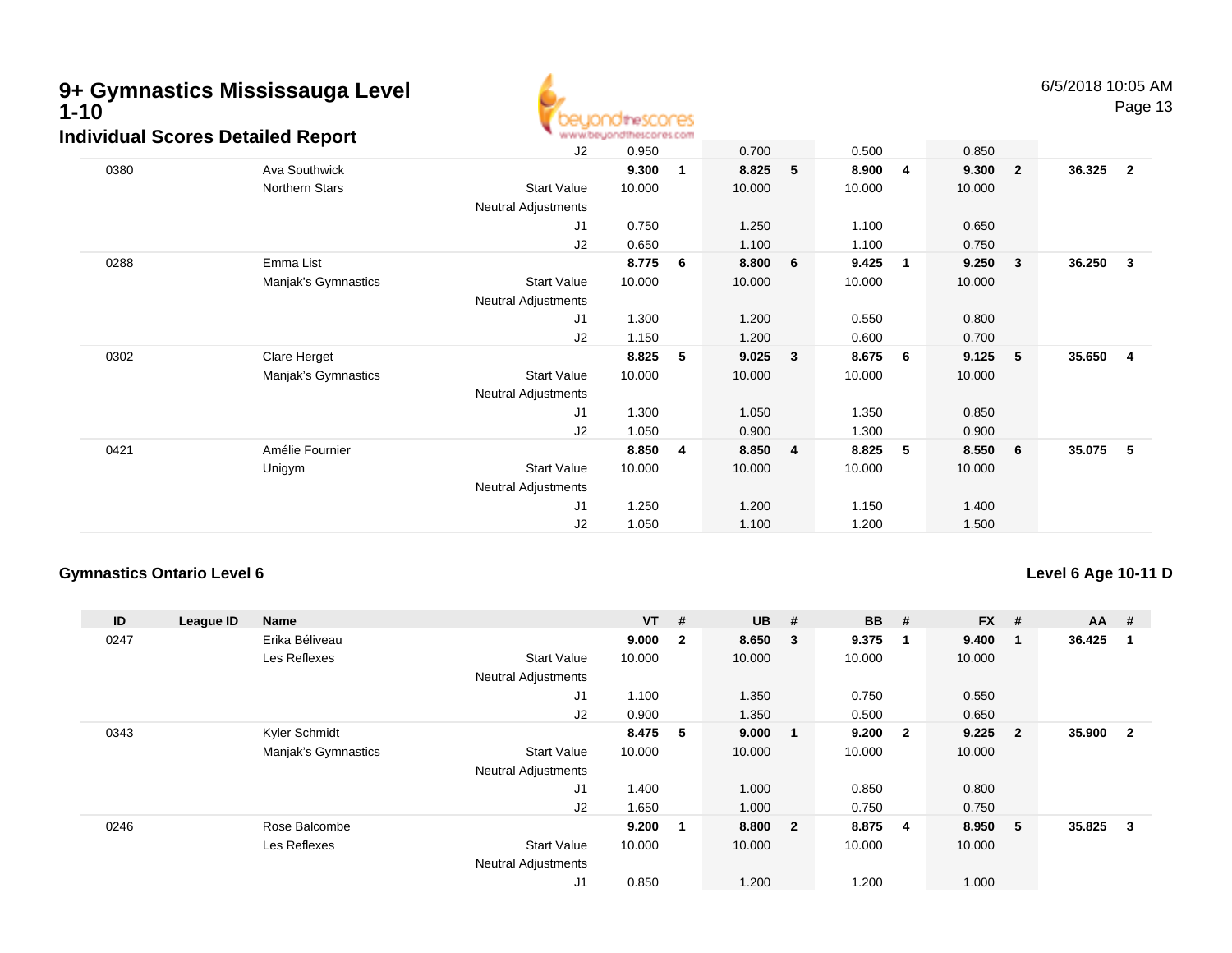# 9+ Gymnastics Mississauga Level 1-10

## Individual Scores Detailed Report

| ID | League ID | Name | | VT | # | UB | # | BB | # | FX | # | AA | # |
|---|---|---|---|---|---|---|---|---|---|---|---|---|---|
| | | | J2 | 0.950 | | 0.700 | | 0.500 | | 0.850 | | | |
| 0380 | | Ava Southwick | | **9.300** | **1** | **8.825** | **5** | **8.900** | **4** | **9.300** | **2** | **36.325** | **2** |
| | | Northern Stars | Start Value | 10.000 | | 10.000 | | 10.000 | | 10.000 | | | |
| | | | Neutral Adjustments | | | | | | | | | | |
| | | | J1 | 0.750 | | 1.250 | | 1.100 | | 0.650 | | | |
| | | | J2 | 0.650 | | 1.100 | | 1.100 | | 0.750 | | | |
| 0288 | | Emma List | | **8.775** | **6** | **8.800** | **6** | **9.425** | **1** | **9.250** | **3** | **36.250** | **3** |
| | | Manjak's Gymnastics | Start Value | 10.000 | | 10.000 | | 10.000 | | 10.000 | | | |
| | | | Neutral Adjustments | | | | | | | | | | |
| | | | J1 | 1.300 | | 1.200 | | 0.550 | | 0.800 | | | |
| | | | J2 | 1.150 | | 1.200 | | 0.600 | | 0.700 | | | |
| 0302 | | Clare Herget | | **8.825** | **5** | **9.025** | **3** | **8.675** | **6** | **9.125** | **5** | **35.650** | **4** |
| | | Manjak's Gymnastics | Start Value | 10.000 | | 10.000 | | 10.000 | | 10.000 | | | |
| | | | Neutral Adjustments | | | | | | | | | | |
| | | | J1 | 1.300 | | 1.050 | | 1.350 | | 0.850 | | | |
| | | | J2 | 1.050 | | 0.900 | | 1.300 | | 0.900 | | | |
| 0421 | | Amélie Fournier | | **8.850** | **4** | **8.850** | **4** | **8.825** | **5** | **8.550** | **6** | **35.075** | **5** |
| | | Unigym | Start Value | 10.000 | | 10.000 | | 10.000 | | 10.000 | | | |
| | | | Neutral Adjustments | | | | | | | | | | |
| | | | J1 | 1.250 | | 1.200 | | 1.150 | | 1.400 | | | |
| | | | J2 | 1.050 | | 1.100 | | 1.200 | | 1.500 | | | |

### Gymnastics Ontario Level 6

**Level 6 Age 10-11 D**

| ID | League ID | Name | | VT | # | UB | # | BB | # | FX | # | AA | # |
|---|---|---|---|---|---|---|---|---|---|---|---|---|---|
| 0247 | | Erika Béliveau | | **9.000** | **2** | **8.650** | **3** | **9.375** | **1** | **9.400** | **1** | **36.425** | **1** |
| | | Les Reflexes | Start Value | 10.000 | | 10.000 | | 10.000 | | 10.000 | | | |
| | | | Neutral Adjustments | | | | | | | | | | |
| | | | J1 | 1.100 | | 1.350 | | 0.750 | | 0.550 | | | |
| | | | J2 | 0.900 | | 1.350 | | 0.500 | | 0.650 | | | |
| 0343 | | Kyler Schmidt | | **8.475** | **5** | **9.000** | **1** | **9.200** | **2** | **9.225** | **2** | **35.900** | **2** |
| | | Manjak's Gymnastics | Start Value | 10.000 | | 10.000 | | 10.000 | | 10.000 | | | |
| | | | Neutral Adjustments | | | | | | | | | | |
| | | | J1 | 1.400 | | 1.000 | | 0.850 | | 0.800 | | | |
| | | | J2 | 1.650 | | 1.000 | | 0.750 | | 0.750 | | | |
| 0246 | | Rose Balcombe | | **9.200** | **1** | **8.800** | **2** | **8.875** | **4** | **8.950** | **5** | **35.825** | **3** |
| | | Les Reflexes | Start Value | 10.000 | | 10.000 | | 10.000 | | 10.000 | | | |
| | | | Neutral Adjustments | | | | | | | | | | |
| | | | J1 | 0.850 | | 1.200 | | 1.200 | | 1.000 | | | |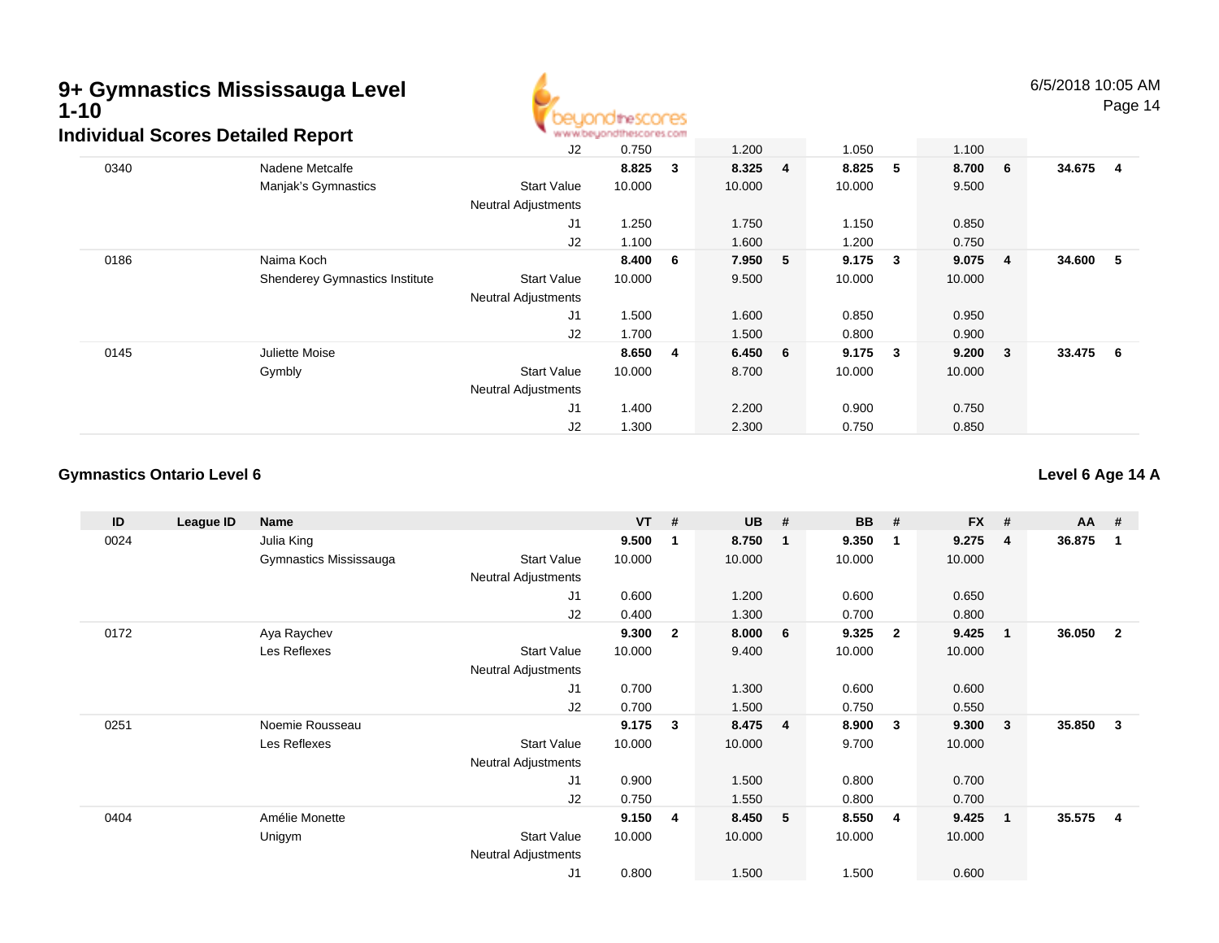# 9+ Gymnastics Mississauga Level 1-10

## Individual Scores Detailed Report

6/5/2018 10:05 AM

| ID | League ID | Name | | VT | # | UB | # | BB | # | FX | # | AA | # |
|---|---|---|---|---|---|---|---|---|---|---|---|---|---|
| | | | J2 | 0.750 | | 1.200 | | 1.050 | | 1.100 | | | |
| 0340 | | Nadene Metcalfe | | **8.825** | **3** | **8.325** | **4** | **8.825** | **5** | **8.700** | **6** | **34.675** | **4** |
| | | Manjak's Gymnastics | Start Value | 10.000 | | 10.000 | | 10.000 | | 9.500 | | | |
| | | | Neutral Adjustments | | | | | | | | | | |
| | | | J1 | 1.250 | | 1.750 | | 1.150 | | 0.850 | | | |
| | | | J2 | 1.100 | | 1.600 | | 1.200 | | 0.750 | | | |
| 0186 | | Naima Koch | | **8.400** | **6** | **7.950** | **5** | **9.175** | **3** | **9.075** | **4** | **34.600** | **5** |
| | | Shenderey Gymnastics Institute | Start Value | 10.000 | | 9.500 | | 10.000 | | 10.000 | | | |
| | | | Neutral Adjustments | | | | | | | | | | |
| | | | J1 | 1.500 | | 1.600 | | 0.850 | | 0.950 | | | |
| | | | J2 | 1.700 | | 1.500 | | 0.800 | | 0.900 | | | |
| 0145 | | Juliette Moise | | **8.650** | **4** | **6.450** | **6** | **9.175** | **3** | **9.200** | **3** | **33.475** | **6** |
| | | Gymbly | Start Value | 10.000 | | 8.700 | | 10.000 | | 10.000 | | | |
| | | | Neutral Adjustments | | | | | | | | | | |
| | | | J1 | 1.400 | | 2.200 | | 0.900 | | 0.750 | | | |
| | | | J2 | 1.300 | | 2.300 | | 0.750 | | 0.850 | | | |

### Gymnastics Ontario Level 6

### Level 6 Age 14 A

| ID | League ID | Name | | VT | # | UB | # | BB | # | FX | # | AA | # |
|---|---|---|---|---|---|---|---|---|---|---|---|---|---|
| 0024 | | Julia King | | **9.500** | **1** | **8.750** | **1** | **9.350** | **1** | **9.275** | **4** | **36.875** | **1** |
| | | Gymnastics Mississauga | Start Value | 10.000 | | 10.000 | | 10.000 | | 10.000 | | | |
| | | | Neutral Adjustments | | | | | | | | | | |
| | | | J1 | 0.600 | | 1.200 | | 0.600 | | 0.650 | | | |
| | | | J2 | 0.400 | | 1.300 | | 0.700 | | 0.800 | | | |
| 0172 | | Aya Raychev | | **9.300** | **2** | **8.000** | **6** | **9.325** | **2** | **9.425** | **1** | **36.050** | **2** |
| | | Les Reflexes | Start Value | 10.000 | | 9.400 | | 10.000 | | 10.000 | | | |
| | | | Neutral Adjustments | | | | | | | | | | |
| | | | J1 | 0.700 | | 1.300 | | 0.600 | | 0.600 | | | |
| | | | J2 | 0.700 | | 1.500 | | 0.750 | | 0.550 | | | |
| 0251 | | Noemie Rousseau | | **9.175** | **3** | **8.475** | **4** | **8.900** | **3** | **9.300** | **3** | **35.850** | **3** |
| | | Les Reflexes | Start Value | 10.000 | | 10.000 | | 9.700 | | 10.000 | | | |
| | | | Neutral Adjustments | | | | | | | | | | |
| | | | J1 | 0.900 | | 1.500 | | 0.800 | | 0.700 | | | |
| | | | J2 | 0.750 | | 1.550 | | 0.800 | | 0.700 | | | |
| 0404 | | Amélie Monette | | **9.150** | **4** | **8.450** | **5** | **8.550** | **4** | **9.425** | **1** | **35.575** | **4** |
| | | Unigym | Start Value | 10.000 | | 10.000 | | 10.000 | | 10.000 | | | |
| | | | Neutral Adjustments | | | | | | | | | | |
| | | | J1 | 0.800 | | 1.500 | | 1.500 | | 0.600 | | | |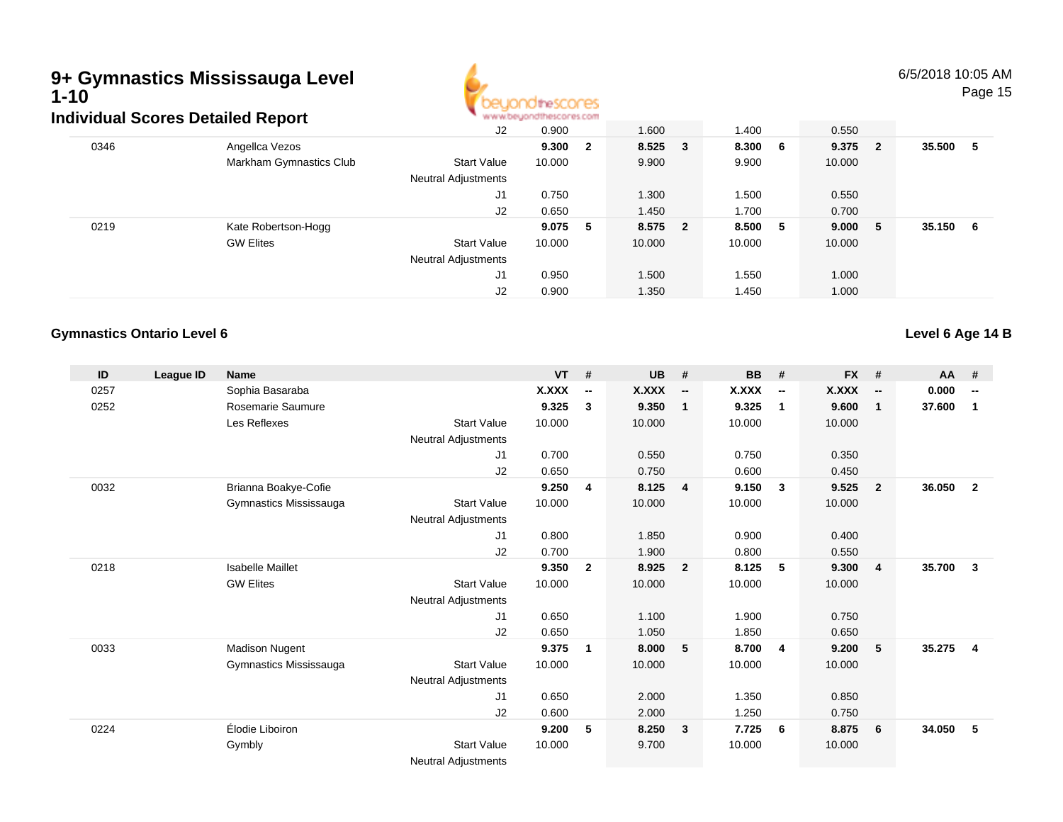# 9+ Gymnastics Mississauga Level 1-10

## Individual Scores Detailed Report

| ID | League ID | Name | | VT | # | UB | # | BB | # | FX | # | AA | # |
|---|---|---|---|---|---|---|---|---|---|---|---|---|---|
| | | | J2 | 0.900 | | 1.600 | | 1.400 | | 0.550 | | | |
| 0346 | | Angellca Vezos | | **9.300** | **2** | **8.525** | **3** | **8.300** | **6** | **9.375** | **2** | **35.500** | **5** |
| | | Markham Gymnastics Club | Start Value | 10.000 | | 9.900 | | 9.900 | | 10.000 | | | |
| | | | Neutral Adjustments | | | | | | | | | | |
| | | | J1 | 0.750 | | 1.300 | | 1.500 | | 0.550 | | | |
| | | | J2 | 0.650 | | 1.450 | | 1.700 | | 0.700 | | | |
| 0219 | | Kate Robertson-Hogg | | **9.075** | **5** | **8.575** | **2** | **8.500** | **5** | **9.000** | **5** | **35.150** | **6** |
| | | GW Elites | Start Value | 10.000 | | 10.000 | | 10.000 | | 10.000 | | | |
| | | | Neutral Adjustments | | | | | | | | | | |
| | | | J1 | 0.950 | | 1.500 | | 1.550 | | 1.000 | | | |
| | | | J2 | 0.900 | | 1.350 | | 1.450 | | 1.000 | | | |

### Gymnastics Ontario Level 6

### Level 6 Age 14 B

| ID | League ID | Name | | VT | # | UB | # | BB | # | FX | # | AA | # |
|---|---|---|---|---|---|---|---|---|---|---|---|---|---|
| 0257 | | Sophia Basaraba | | **X.XXX** | **--** | **X.XXX** | **--** | **X.XXX** | **--** | **X.XXX** | **--** | **0.000** | **--** |
| 0252 | | Rosemarie Saumure | | **9.325** | **3** | **9.350** | **1** | **9.325** | **1** | **9.600** | **1** | **37.600** | **1** |
| | | Les Reflexes | Start Value | 10.000 | | 10.000 | | 10.000 | | 10.000 | | | |
| | | | Neutral Adjustments | | | | | | | | | | |
| | | | J1 | 0.700 | | 0.550 | | 0.750 | | 0.350 | | | |
| | | | J2 | 0.650 | | 0.750 | | 0.600 | | 0.450 | | | |
| 0032 | | Brianna Boakye-Cofie | | **9.250** | **4** | **8.125** | **4** | **9.150** | **3** | **9.525** | **2** | **36.050** | **2** |
| | | Gymnastics Mississauga | Start Value | 10.000 | | 10.000 | | 10.000 | | 10.000 | | | |
| | | | Neutral Adjustments | | | | | | | | | | |
| | | | J1 | 0.800 | | 1.850 | | 0.900 | | 0.400 | | | |
| | | | J2 | 0.700 | | 1.900 | | 0.800 | | 0.550 | | | |
| 0218 | | Isabelle Maillet | | **9.350** | **2** | **8.925** | **2** | **8.125** | **5** | **9.300** | **4** | **35.700** | **3** |
| | | GW Elites | Start Value | 10.000 | | 10.000 | | 10.000 | | 10.000 | | | |
| | | | Neutral Adjustments | | | | | | | | | | |
| | | | J1 | 0.650 | | 1.100 | | 1.900 | | 0.750 | | | |
| | | | J2 | 0.650 | | 1.050 | | 1.850 | | 0.650 | | | |
| 0033 | | Madison Nugent | | **9.375** | **1** | **8.000** | **5** | **8.700** | **4** | **9.200** | **5** | **35.275** | **4** |
| | | Gymnastics Mississauga | Start Value | 10.000 | | 10.000 | | 10.000 | | 10.000 | | | |
| | | | Neutral Adjustments | | | | | | | | | | |
| | | | J1 | 0.650 | | 2.000 | | 1.350 | | 0.850 | | | |
| | | | J2 | 0.600 | | 2.000 | | 1.250 | | 0.750 | | | |
| 0224 | | Élodie Liboiron | | **9.200** | **5** | **8.250** | **3** | **7.725** | **6** | **8.875** | **6** | **34.050** | **5** |
| | | Gymbly | Start Value | 10.000 | | 9.700 | | 10.000 | | 10.000 | | | |
| | | | Neutral Adjustments | | | | | | | | | | |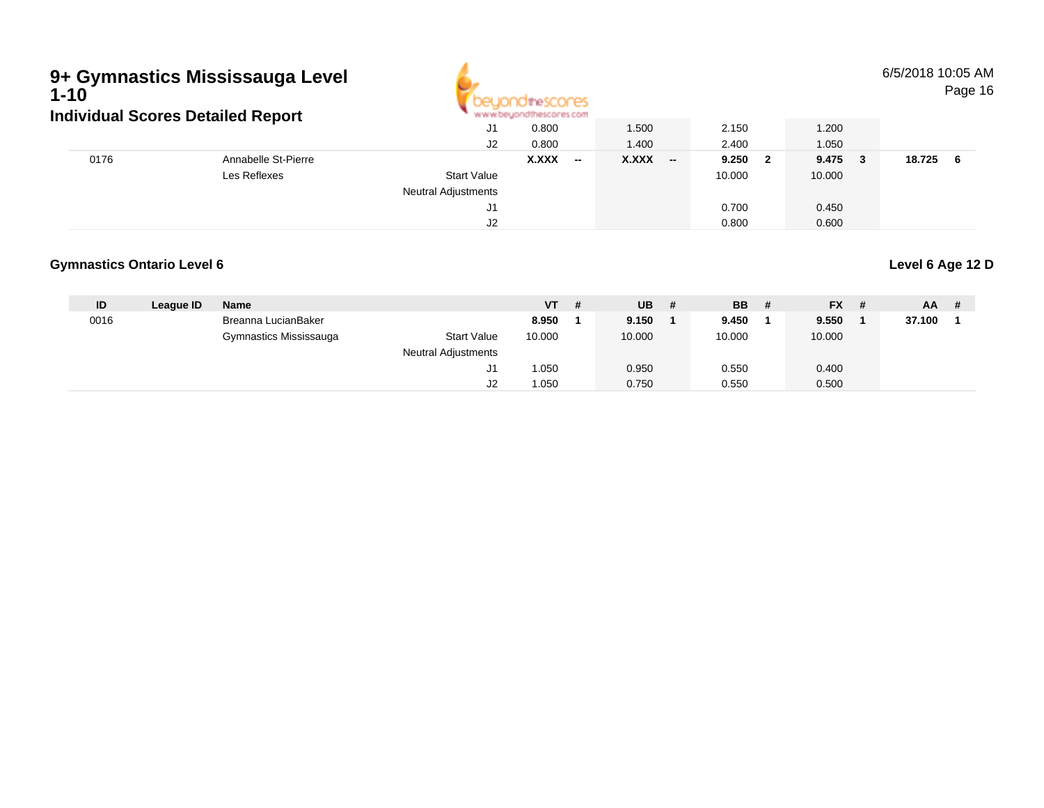# 9+ Gymnastics Mississauga Level 1-10

## Individual Scores Detailed Report

| ID | League ID | Name | | VT | # | UB | # | BB | # | FX | # | AA | # |
|---|---|---|---|---|---|---|---|---|---|---|---|---|---|
| | | | J1 | 0.800 | | 1.500 | | 2.150 | | 1.200 | | | |
| | | | J2 | 0.800 | | 1.400 | | 2.400 | | 1.050 | | | |
| 0176 | | Annabelle St-Pierre | | **X.XXX** | **--** | **X.XXX** | **--** | **9.250** | **2** | **9.475** | **3** | **18.725** | **6** |
| | | Les Reflexes | Start Value | | | | | 10.000 | | 10.000 | | | |
| | | | Neutral Adjustments | | | | | | | | | | |
| | | | J1 | | | | | 0.700 | | 0.450 | | | |
| | | | J2 | | | | | 0.800 | | 0.600 | | | |

### Gymnastics Ontario Level 6

**Level 6 Age 12 D**

| ID | League ID | Name | | VT | # | UB | # | BB | # | FX | # | AA | # |
|---|---|---|---|---|---|---|---|---|---|---|---|---|---|
| 0016 | | Breanna LucianBaker | | **8.950** | **1** | **9.150** | **1** | **9.450** | **1** | **9.550** | **1** | **37.100** | **1** |
| | | Gymnastics Mississauga | Start Value | 10.000 | | 10.000 | | 10.000 | | 10.000 | | | |
| | | | Neutral Adjustments | | | | | | | | | | |
| | | | J1 | 1.050 | | 0.950 | | 0.550 | | 0.400 | | | |
| | | | J2 | 1.050 | | 0.750 | | 0.550 | | 0.500 | | | |